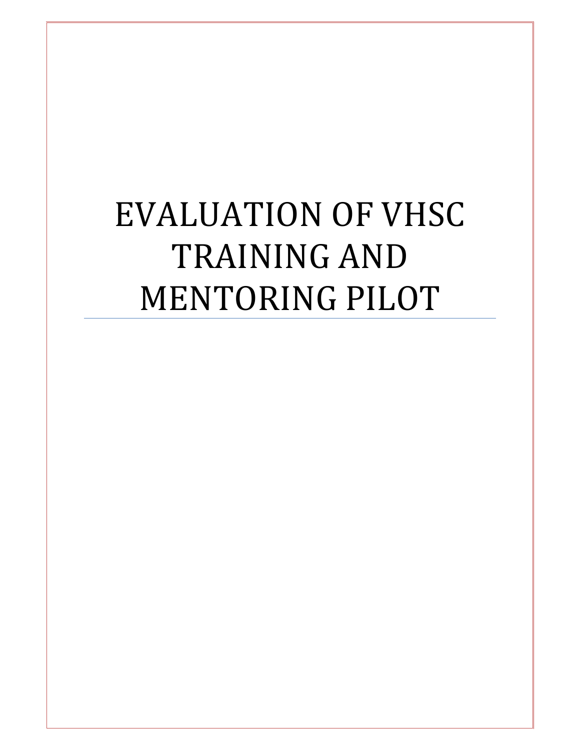# EVALUATION OF VHSC TRAINING AND MENTORING PILOT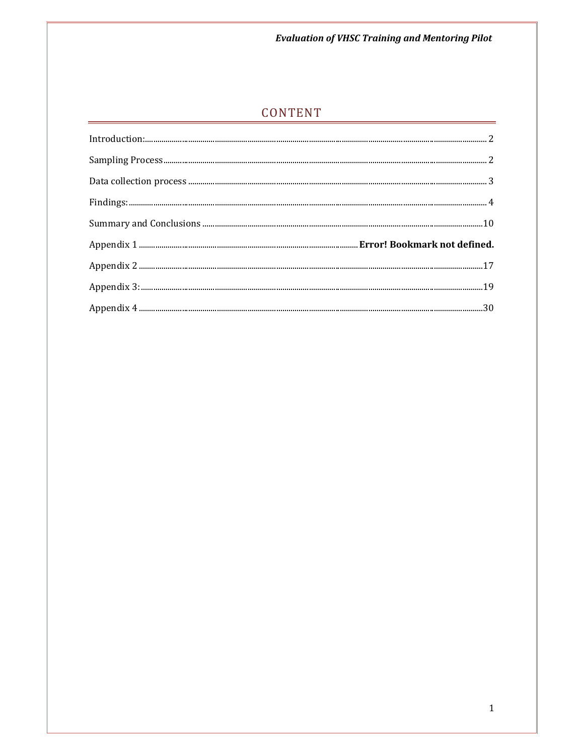# CONTENT

Introduction: ........................................................................................................................ 2

Sampling Process ................................................................................................................. 2

Data collection process ....................................................................................................... 3

Findings: ............................................................................................................................... 4

Summary and Conclusions .................................................................................................. 10

Appendix 1 ............................................................................ **Error! Bookmark not defined.**

Appendix 2 .......................................................................................................................... 17

Appendix 3: ......................................................................................................................... 19

Appendix 4 .......................................................................................................................... 30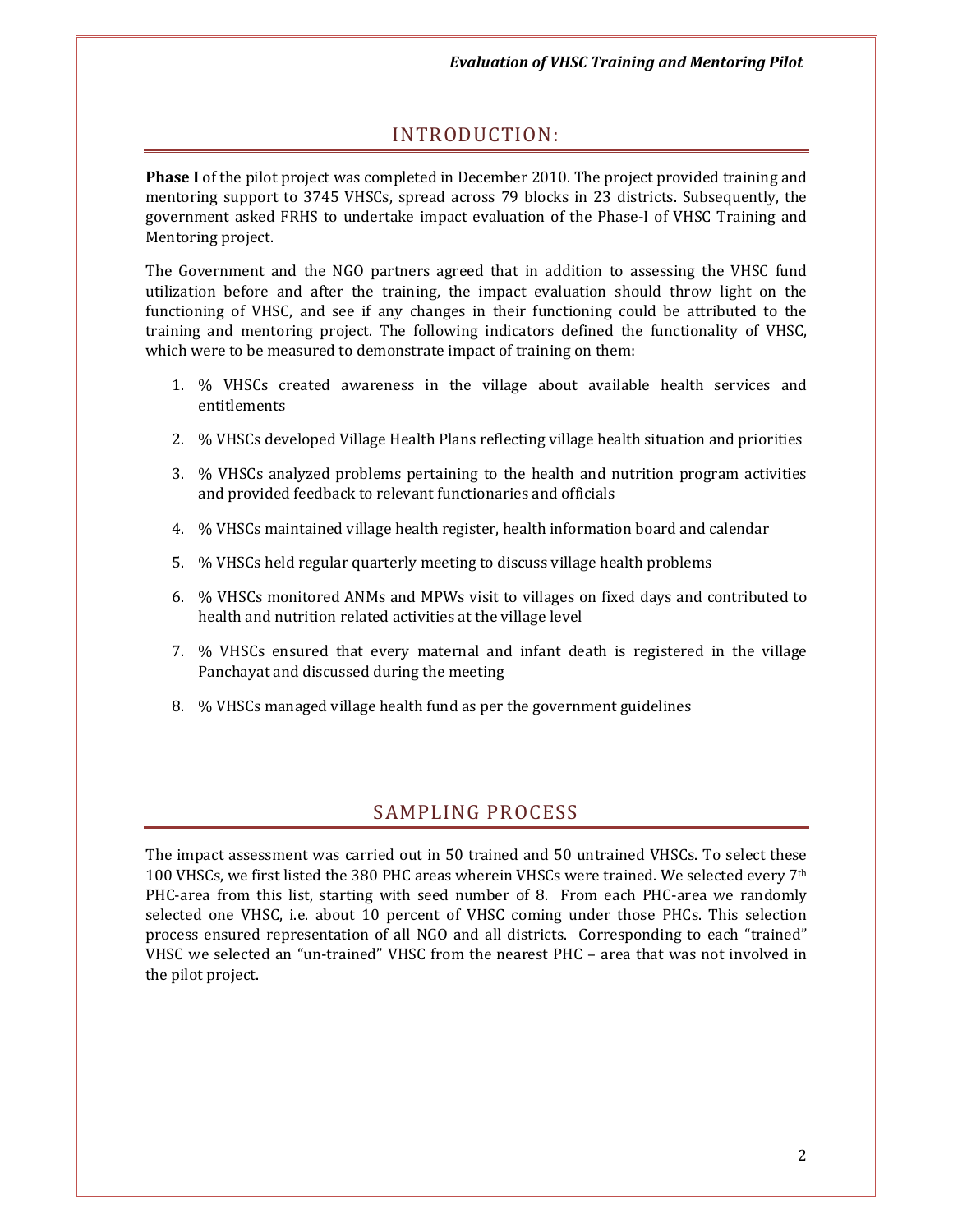## INTRODUCTION:

**Phase I** of the pilot project was completed in December 2010. The project provided training and mentoring support to 3745 VHSCs, spread across 79 blocks in 23 districts. Subsequently, the government asked FRHS to undertake impact evaluation of the Phase-I of VHSC Training and Mentoring project.

The Government and the NGO partners agreed that in addition to assessing the VHSC fund utilization before and after the training, the impact evaluation should throw light on the functioning of VHSC, and see if any changes in their functioning could be attributed to the training and mentoring project. The following indicators defined the functionality of VHSC, which were to be measured to demonstrate impact of training on them:

1. % VHSCs created awareness in the village about available health services and entitlements
2. % VHSCs developed Village Health Plans reflecting village health situation and priorities
3. % VHSCs analyzed problems pertaining to the health and nutrition program activities and provided feedback to relevant functionaries and officials
4. % VHSCs maintained village health register, health information board and calendar
5. % VHSCs held regular quarterly meeting to discuss village health problems
6. % VHSCs monitored ANMs and MPWs visit to villages on fixed days and contributed to health and nutrition related activities at the village level
7. % VHSCs ensured that every maternal and infant death is registered in the village Panchayat and discussed during the meeting
8. % VHSCs managed village health fund as per the government guidelines

## SAMPLING PROCESS

The impact assessment was carried out in 50 trained and 50 untrained VHSCs. To select these 100 VHSCs, we first listed the 380 PHC areas wherein VHSCs were trained. We selected every 7th PHC-area from this list, starting with seed number of 8. From each PHC-area we randomly selected one VHSC, i.e. about 10 percent of VHSC coming under those PHCs. This selection process ensured representation of all NGO and all districts. Corresponding to each "trained" VHSC we selected an "un-trained" VHSC from the nearest PHC – area that was not involved in the pilot project.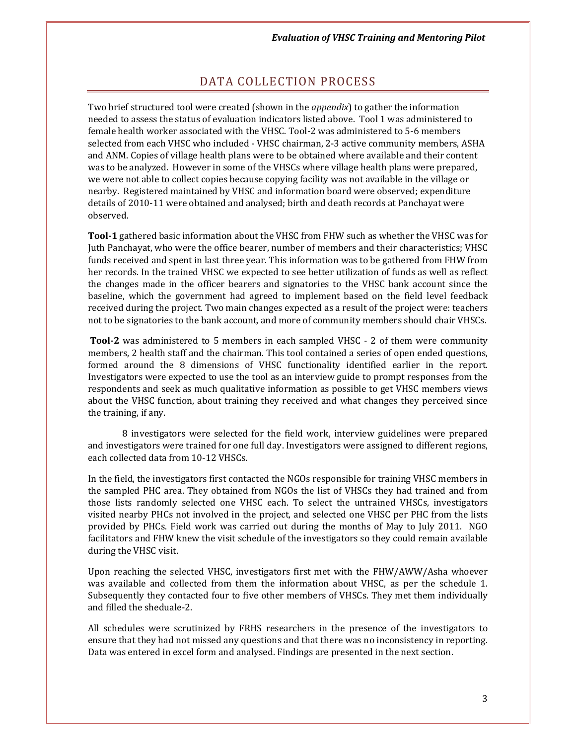# DATA COLLECTION PROCESS

Two brief structured tool were created (shown in the *appendix*) to gather the information needed to assess the status of evaluation indicators listed above. Tool 1 was administered to female health worker associated with the VHSC. Tool-2 was administered to 5-6 members selected from each VHSC who included - VHSC chairman, 2-3 active community members, ASHA and ANM. Copies of village health plans were to be obtained where available and their content was to be analyzed. However in some of the VHSCs where village health plans were prepared, we were not able to collect copies because copying facility was not available in the village or nearby. Registered maintained by VHSC and information board were observed; expenditure details of 2010-11 were obtained and analysed; birth and death records at Panchayat were observed.

**Tool-1** gathered basic information about the VHSC from FHW such as whether the VHSC was for Juth Panchayat, who were the office bearer, number of members and their characteristics; VHSC funds received and spent in last three year. This information was to be gathered from FHW from her records. In the trained VHSC we expected to see better utilization of funds as well as reflect the changes made in the officer bearers and signatories to the VHSC bank account since the baseline, which the government had agreed to implement based on the field level feedback received during the project. Two main changes expected as a result of the project were: teachers not to be signatories to the bank account, and more of community members should chair VHSCs.

**Tool-2** was administered to 5 members in each sampled VHSC - 2 of them were community members, 2 health staff and the chairman. This tool contained a series of open ended questions, formed around the 8 dimensions of VHSC functionality identified earlier in the report. Investigators were expected to use the tool as an interview guide to prompt responses from the respondents and seek as much qualitative information as possible to get VHSC members views about the VHSC function, about training they received and what changes they perceived since the training, if any.

8 investigators were selected for the field work, interview guidelines were prepared and investigators were trained for one full day. Investigators were assigned to different regions, each collected data from 10-12 VHSCs.

In the field, the investigators first contacted the NGOs responsible for training VHSC members in the sampled PHC area. They obtained from NGOs the list of VHSCs they had trained and from those lists randomly selected one VHSC each. To select the untrained VHSCs, investigators visited nearby PHCs not involved in the project, and selected one VHSC per PHC from the lists provided by PHCs. Field work was carried out during the months of May to July 2011. NGO facilitators and FHW knew the visit schedule of the investigators so they could remain available during the VHSC visit.

Upon reaching the selected VHSC, investigators first met with the FHW/AWW/Asha whoever was available and collected from them the information about VHSC, as per the schedule 1. Subsequently they contacted four to five other members of VHSCs. They met them individually and filled the sheduale-2.

All schedules were scrutinized by FRHS researchers in the presence of the investigators to ensure that they had not missed any questions and that there was no inconsistency in reporting. Data was entered in excel form and analysed. Findings are presented in the next section.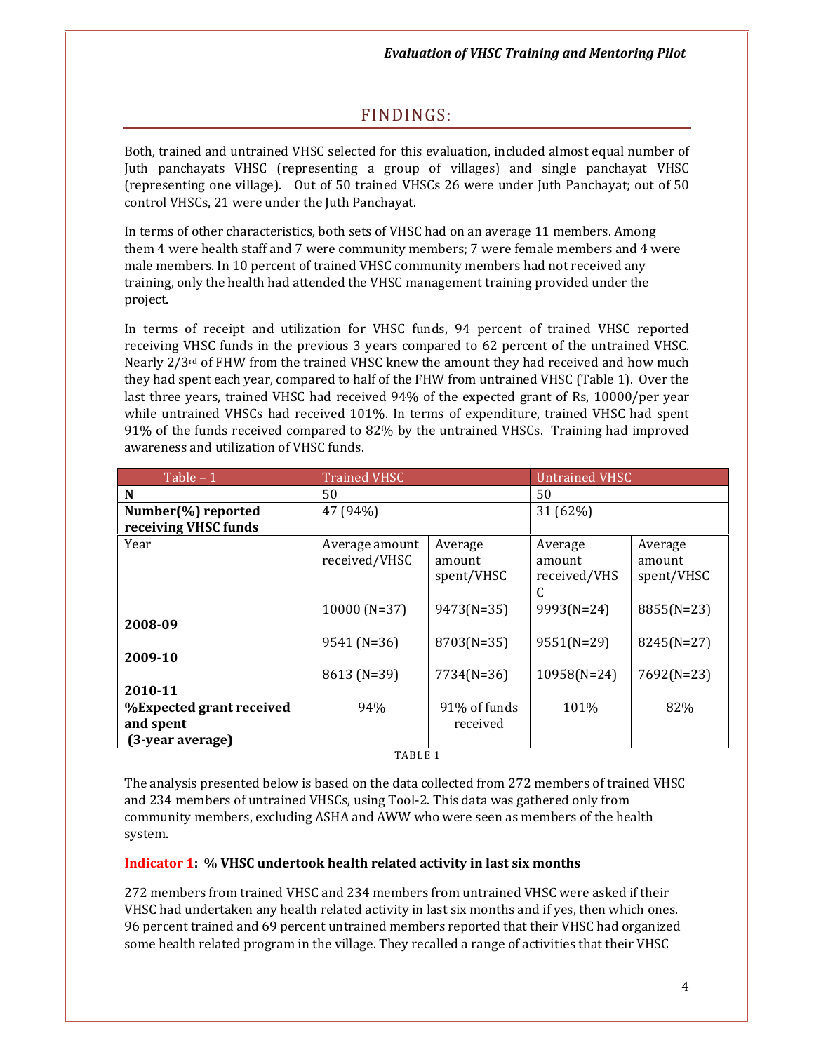# FINDINGS:

Both, trained and untrained VHSC selected for this evaluation, included almost equal number of Juth panchayats VHSC (representing a group of villages) and single panchayat VHSC (representing one village). Out of 50 trained VHSCs 26 were under Juth Panchayat; out of 50 control VHSCs, 21 were under the Juth Panchayat.

In terms of other characteristics, both sets of VHSC had on an average 11 members. Among them 4 were health staff and 7 were community members; 7 were female members and 4 were male members. In 10 percent of trained VHSC community members had not received any training, only the health had attended the VHSC management training provided under the project.

In terms of receipt and utilization for VHSC funds, 94 percent of trained VHSC reported receiving VHSC funds in the previous 3 years compared to 62 percent of the untrained VHSC. Nearly 2/3rd of FHW from the trained VHSC knew the amount they had received and how much they had spent each year, compared to half of the FHW from untrained VHSC (Table 1). Over the last three years, trained VHSC had received 94% of the expected grant of Rs, 10000/per year while untrained VHSCs had received 101%. In terms of expenditure, trained VHSC had spent 91% of the funds received compared to 82% by the untrained VHSCs. Training had improved awareness and utilization of VHSC funds.

| Table – 1 | Trained VHSC | | Untrained VHSC | |
|---|---|---|---|---|
| **N** | 50 | | 50 | |
| **Number(%) reported receiving VHSC funds** | 47 (94%) | | 31 (62%) | |
| Year | Average amount received/VHSC | Average amount spent/VHSC | Average amount received/VHSC | Average amount spent/VHSC |
| **2008-09** | 10000 (N=37) | 9473(N=35) | 9993(N=24) | 8855(N=23) |
| **2009-10** | 9541 (N=36) | 8703(N=35) | 9551(N=29) | 8245(N=27) |
| **2010-11** | 8613 (N=39) | 7734(N=36) | 10958(N=24) | 7692(N=23) |
| **%Expected grant received and spent (3-year average)** | 94% | 91% of funds received | 101% | 82% |

TABLE 1

The analysis presented below is based on the data collected from 272 members of trained VHSC and 234 members of untrained VHSCs, using Tool-2. This data was gathered only from community members, excluding ASHA and AWW who were seen as members of the health system.

**Indicator 1: % VHSC undertook health related activity in last six months**

272 members from trained VHSC and 234 members from untrained VHSC were asked if their VHSC had undertaken any health related activity in last six months and if yes, then which ones. 96 percent trained and 69 percent untrained members reported that their VHSC had organized some health related program in the village. They recalled a range of activities that their VHSC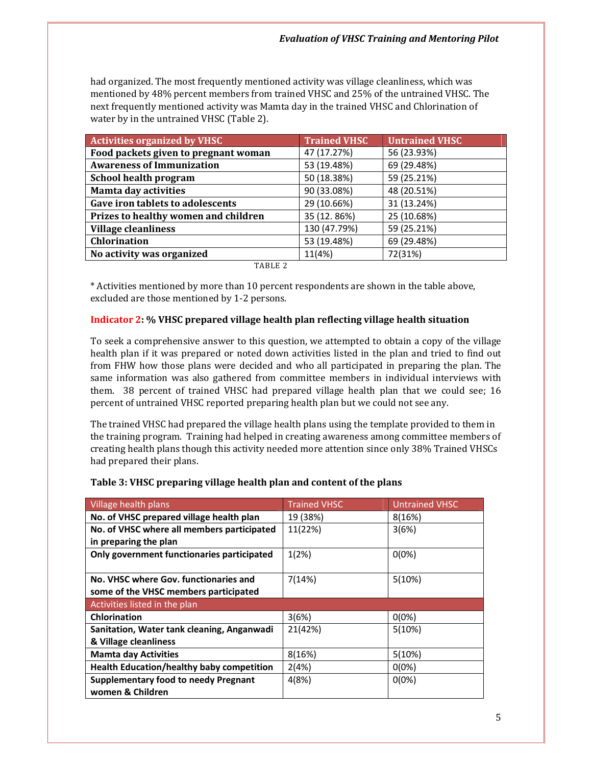had organized. The most frequently mentioned activity was village cleanliness, which was mentioned by 48% percent members from trained VHSC and 25% of the untrained VHSC. The next frequently mentioned activity was Mamta day in the trained VHSC and Chlorination of water by in the untrained VHSC (Table 2).

| Activities organized by VHSC | Trained VHSC | Untrained VHSC |
|---|---|---|
| **Food packets given to pregnant woman** | 47 (17.27%) | 56 (23.93%) |
| **Awareness of Immunization** | 53 (19.48%) | 69 (29.48%) |
| **School health program** | 50 (18.38%) | 59 (25.21%) |
| **Mamta day activities** | 90 (33.08%) | 48 (20.51%) |
| **Gave iron tablets to adolescents** | 29 (10.66%) | 31 (13.24%) |
| **Prizes to healthy women and children** | 35 (12. 86%) | 25 (10.68%) |
| **Village cleanliness** | 130 (47.79%) | 59 (25.21%) |
| **Chlorination** | 53 (19.48%) | 69 (29.48%) |
| **No activity was organized** | 11(4%) | 72(31%) |

TABLE 2

* Activities mentioned by more than 10 percent respondents are shown in the table above, excluded are those mentioned by 1-2 persons.

**Indicator 2: % VHSC prepared village health plan reflecting village health situation**

To seek a comprehensive answer to this question, we attempted to obtain a copy of the village health plan if it was prepared or noted down activities listed in the plan and tried to find out from FHW how those plans were decided and who all participated in preparing the plan. The same information was also gathered from committee members in individual interviews with them. 38 percent of trained VHSC had prepared village health plan that we could see; 16 percent of untrained VHSC reported preparing health plan but we could not see any.

The trained VHSC had prepared the village health plans using the template provided to them in the training program. Training had helped in creating awareness among committee members of creating health plans though this activity needed more attention since only 38% Trained VHSCs had prepared their plans.

**Table 3: VHSC preparing village health plan and content of the plans**

| Village health plans | Trained VHSC | Untrained VHSC |
|---|---|---|
| **No. of VHSC prepared village health plan** | 19 (38%) | 8(16%) |
| **No. of VHSC where all members participated in preparing the plan** | 11(22%) | 3(6%) |
| **Only government functionaries participated** | 1(2%) | 0(0%) |
| **No. VHSC where Gov. functionaries and some of the VHSC members participated** | 7(14%) | 5(10%) |
| Activities listed in the plan | | |
| **Chlorination** | 3(6%) | 0(0%) |
| **Sanitation, Water tank cleaning, Anganwadi & Village cleanliness** | 21(42%) | 5(10%) |
| **Mamta day Activities** | 8(16%) | 5(10%) |
| **Health Education/healthy baby competition** | 2(4%) | 0(0%) |
| **Supplementary food to needy Pregnant women & Children** | 4(8%) | 0(0%) |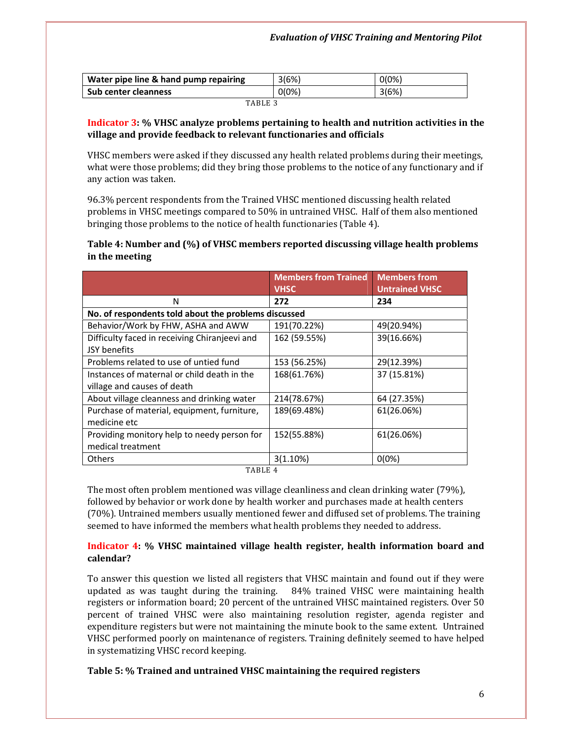| Water pipe line & hand pump repairing | 3(6%) | 0(0%) |
|---|---|---|
| Sub center cleanness | 0(0%) | 3(6%) |

TABLE 3

**Indicator 3: % VHSC analyze problems pertaining to health and nutrition activities in the village and provide feedback to relevant functionaries and officials**

VHSC members were asked if they discussed any health related problems during their meetings, what were those problems; did they bring those problems to the notice of any functionary and if any action was taken.

96.3% percent respondents from the Trained VHSC mentioned discussing health related problems in VHSC meetings compared to 50% in untrained VHSC. Half of them also mentioned bringing those problems to the notice of health functionaries (Table 4).

**Table 4: Number and (%) of VHSC members reported discussing village health problems in the meeting**

| | Members from Trained VHSC | Members from Untrained VHSC |
|---|---|---|
| N | **272** | **234** |
| **No. of respondents told about the problems discussed** | | |
| Behavior/Work by FHW, ASHA and AWW | 191(70.22%) | 49(20.94%) |
| Difficulty faced in receiving Chiranjeevi and JSY benefits | 162 (59.55%) | 39(16.66%) |
| Problems related to use of untied fund | 153 (56.25%) | 29(12.39%) |
| Instances of maternal or child death in the village and causes of death | 168(61.76%) | 37 (15.81%) |
| About village cleanness and drinking water | 214(78.67%) | 64 (27.35%) |
| Purchase of material, equipment, furniture, medicine etc | 189(69.48%) | 61(26.06%) |
| Providing monitory help to needy person for medical treatment | 152(55.88%) | 61(26.06%) |
| Others | 3(1.10%) | 0(0%) |

TABLE 4

The most often problem mentioned was village cleanliness and clean drinking water (79%), followed by behavior or work done by health worker and purchases made at health centers (70%). Untrained members usually mentioned fewer and diffused set of problems. The training seemed to have informed the members what health problems they needed to address.

**Indicator 4: % VHSC maintained village health register, health information board and calendar?**

To answer this question we listed all registers that VHSC maintain and found out if they were updated as was taught during the training. 84% trained VHSC were maintaining health registers or information board; 20 percent of the untrained VHSC maintained registers. Over 50 percent of trained VHSC were also maintaining resolution register, agenda register and expenditure registers but were not maintaining the minute book to the same extent. Untrained VHSC performed poorly on maintenance of registers. Training definitely seemed to have helped in systematizing VHSC record keeping.

**Table 5: % Trained and untrained VHSC maintaining the required registers**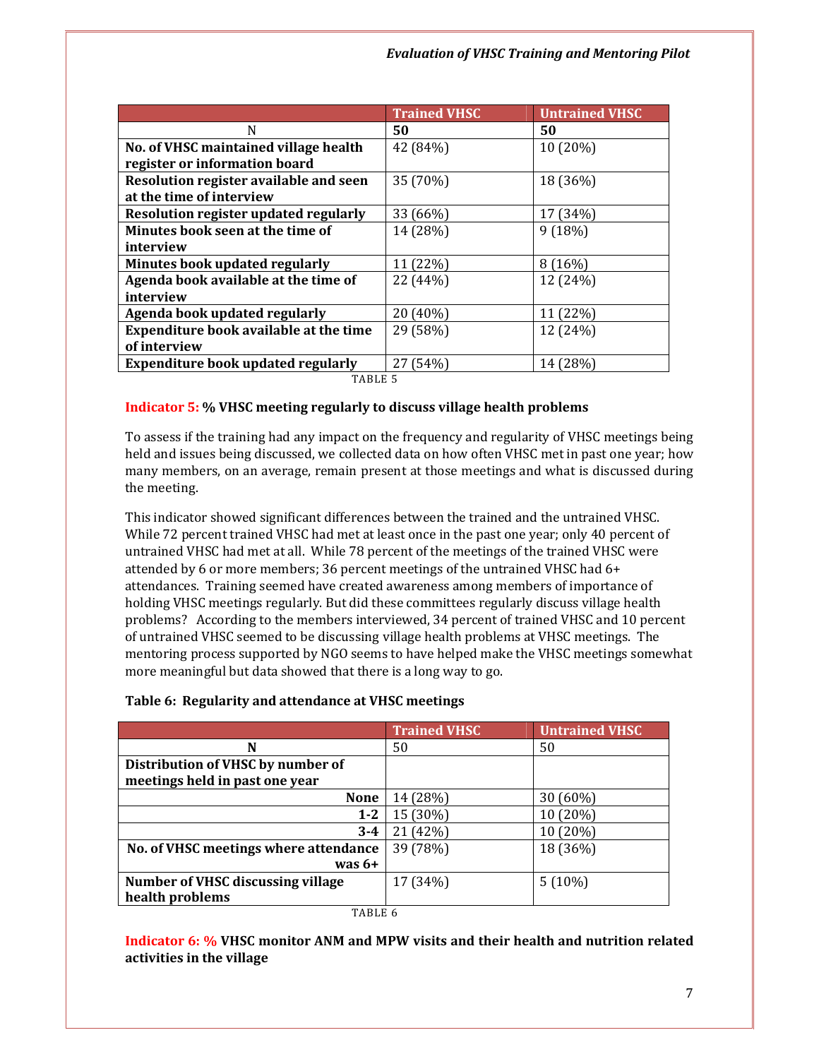| | Trained VHSC | Untrained VHSC |
|---|---|---|
| N | **50** | **50** |
| **No. of VHSC maintained village health register or information board** | 42 (84%) | 10 (20%) |
| **Resolution register available and seen at the time of interview** | 35 (70%) | 18 (36%) |
| **Resolution register updated regularly** | 33 (66%) | 17 (34%) |
| **Minutes book seen at the time of interview** | 14 (28%) | 9 (18%) |
| **Minutes book updated regularly** | 11 (22%) | 8 (16%) |
| **Agenda book available at the time of interview** | 22 (44%) | 12 (24%) |
| **Agenda book updated regularly** | 20 (40%) | 11 (22%) |
| **Expenditure book available at the time of interview** | 29 (58%) | 12 (24%) |
| **Expenditure book updated regularly** | 27 (54%) | 14 (28%) |

TABLE 5

**Indicator 5: % VHSC meeting regularly to discuss village health problems**

To assess if the training had any impact on the frequency and regularity of VHSC meetings being held and issues being discussed, we collected data on how often VHSC met in past one year; how many members, on an average, remain present at those meetings and what is discussed during the meeting.

This indicator showed significant differences between the trained and the untrained VHSC. While 72 percent trained VHSC had met at least once in the past one year; only 40 percent of untrained VHSC had met at all. While 78 percent of the meetings of the trained VHSC were attended by 6 or more members; 36 percent meetings of the untrained VHSC had 6+ attendances. Training seemed have created awareness among members of importance of holding VHSC meetings regularly. But did these committees regularly discuss village health problems? According to the members interviewed, 34 percent of trained VHSC and 10 percent of untrained VHSC seemed to be discussing village health problems at VHSC meetings. The mentoring process supported by NGO seems to have helped make the VHSC meetings somewhat more meaningful but data showed that there is a long way to go.

**Table 6: Regularity and attendance at VHSC meetings**

| | Trained VHSC | Untrained VHSC |
|---|---|---|
| **N** | 50 | 50 |
| **Distribution of VHSC by number of meetings held in past one year** | | |
| **None** | 14 (28%) | 30 (60%) |
| **1-2** | 15 (30%) | 10 (20%) |
| **3-4** | 21 (42%) | 10 (20%) |
| **No. of VHSC meetings where attendance was 6+** | 39 (78%) | 18 (36%) |
| **Number of VHSC discussing village health problems** | 17 (34%) | 5 (10%) |

TABLE 6

**Indicator 6: % VHSC monitor ANM and MPW visits and their health and nutrition related activities in the village**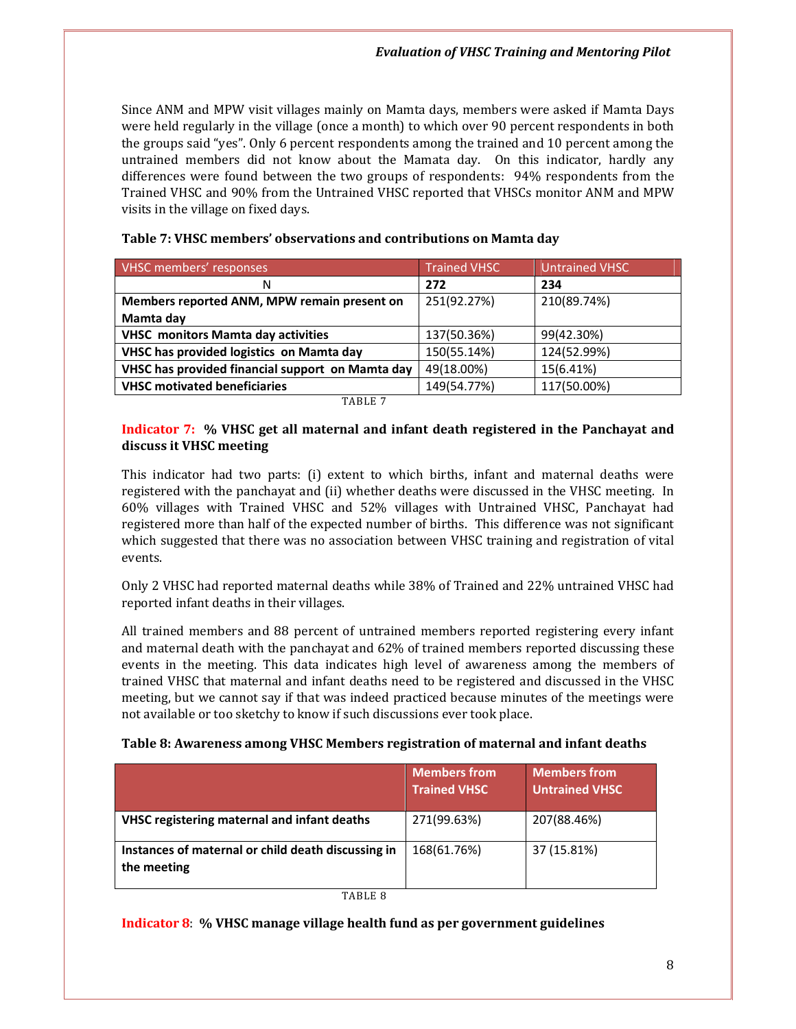Since ANM and MPW visit villages mainly on Mamta days, members were asked if Mamta Days were held regularly in the village (once a month) to which over 90 percent respondents in both the groups said "yes". Only 6 percent respondents among the trained and 10 percent among the untrained members did not know about the Mamata day. On this indicator, hardly any differences were found between the two groups of respondents: 94% respondents from the Trained VHSC and 90% from the Untrained VHSC reported that VHSCs monitor ANM and MPW visits in the village on fixed days.

**Table 7: VHSC members' observations and contributions on Mamta day**

| VHSC members' responses | Trained VHSC | Untrained VHSC |
|---|---|---|
| N | **272** | **234** |
| **Members reported ANM, MPW remain present on Mamta day** | 251(92.27%) | 210(89.74%) |
| **VHSC monitors Mamta day activities** | 137(50.36%) | 99(42.30%) |
| **VHSC has provided logistics on Mamta day** | 150(55.14%) | 124(52.99%) |
| **VHSC has provided financial support on Mamta day** | 49(18.00%) | 15(6.41%) |
| **VHSC motivated beneficiaries** | 149(54.77%) | 117(50.00%) |

TABLE 7

**Indicator 7: % VHSC get all maternal and infant death registered in the Panchayat and discuss it VHSC meeting**

This indicator had two parts: (i) extent to which births, infant and maternal deaths were registered with the panchayat and (ii) whether deaths were discussed in the VHSC meeting. In 60% villages with Trained VHSC and 52% villages with Untrained VHSC, Panchayat had registered more than half of the expected number of births. This difference was not significant which suggested that there was no association between VHSC training and registration of vital events.

Only 2 VHSC had reported maternal deaths while 38% of Trained and 22% untrained VHSC had reported infant deaths in their villages.

All trained members and 88 percent of untrained members reported registering every infant and maternal death with the panchayat and 62% of trained members reported discussing these events in the meeting. This data indicates high level of awareness among the members of trained VHSC that maternal and infant deaths need to be registered and discussed in the VHSC meeting, but we cannot say if that was indeed practiced because minutes of the meetings were not available or too sketchy to know if such discussions ever took place.

**Table 8: Awareness among VHSC Members registration of maternal and infant deaths**

| | Members from Trained VHSC | Members from Untrained VHSC |
|---|---|---|
| **VHSC registering maternal and infant deaths** | 271(99.63%) | 207(88.46%) |
| **Instances of maternal or child death discussing in the meeting** | 168(61.76%) | 37 (15.81%) |

TABLE 8

**Indicator 8: % VHSC manage village health fund as per government guidelines**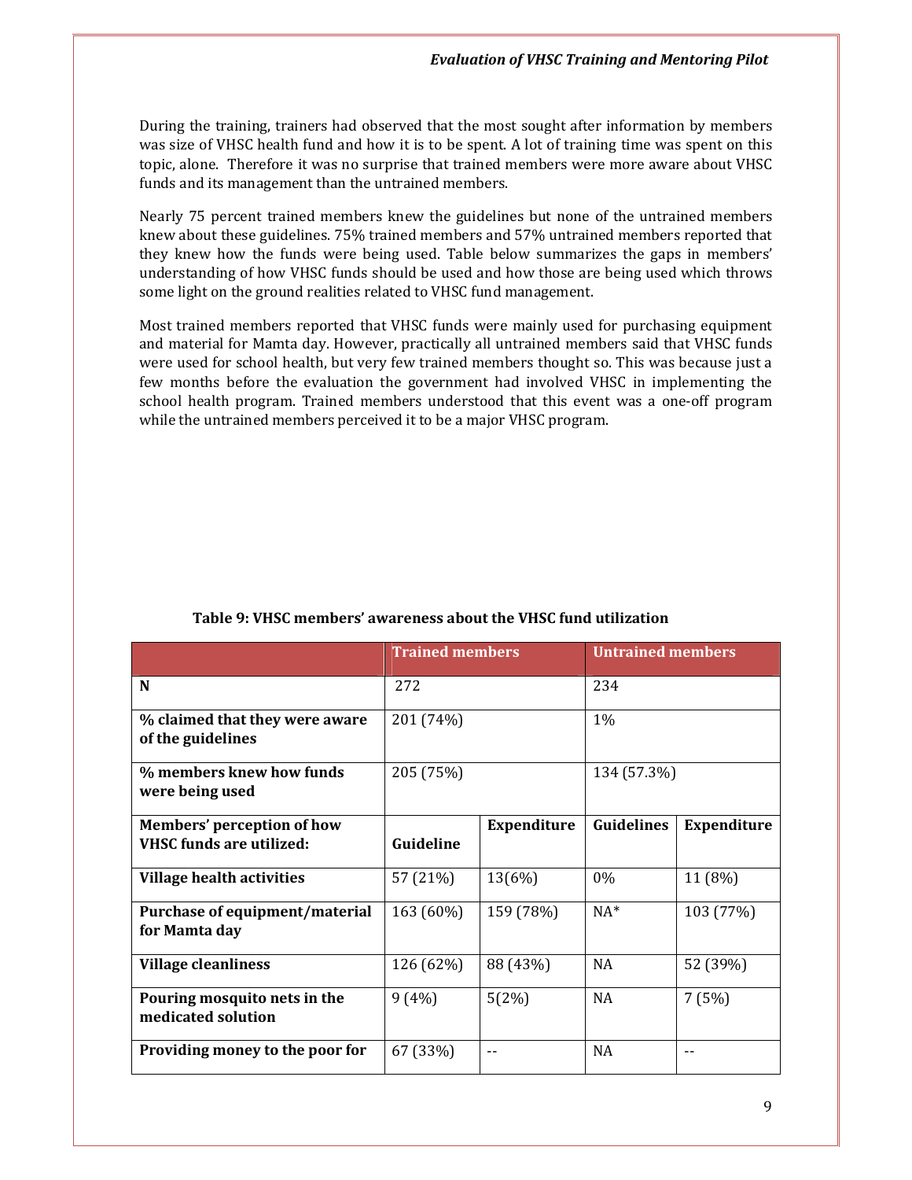During the training, trainers had observed that the most sought after information by members was size of VHSC health fund and how it is to be spent. A lot of training time was spent on this topic, alone. Therefore it was no surprise that trained members were more aware about VHSC funds and its management than the untrained members.

Nearly 75 percent trained members knew the guidelines but none of the untrained members knew about these guidelines. 75% trained members and 57% untrained members reported that they knew how the funds were being used. Table below summarizes the gaps in members' understanding of how VHSC funds should be used and how those are being used which throws some light on the ground realities related to VHSC fund management.

Most trained members reported that VHSC funds were mainly used for purchasing equipment and material for Mamta day. However, practically all untrained members said that VHSC funds were used for school health, but very few trained members thought so. This was because just a few months before the evaluation the government had involved VHSC in implementing the school health program. Trained members understood that this event was a one-off program while the untrained members perceived it to be a major VHSC program.

**Table 9: VHSC members' awareness about the VHSC fund utilization**

| | Trained members | | Untrained members | |
|---|---|---|---|---|
| **N** | 272 | | 234 | |
| **% claimed that they were aware of the guidelines** | 201 (74%) | | 1% | |
| **% members knew how funds were being used** | 205 (75%) | | 134 (57.3%) | |
| **Members' perception of how VHSC funds are utilized:** | **Guideline** | **Expenditure** | **Guidelines** | **Expenditure** |
| **Village health activities** | 57 (21%) | 13(6%) | 0% | 11 (8%) |
| **Purchase of equipment/material for Mamta day** | 163 (60%) | 159 (78%) | NA* | 103 (77%) |
| **Village cleanliness** | 126 (62%) | 88 (43%) | NA | 52 (39%) |
| **Pouring mosquito nets in the medicated solution** | 9 (4%) | 5(2%) | NA | 7 (5%) |
| **Providing money to the poor for** | 67 (33%) | -- | NA | -- |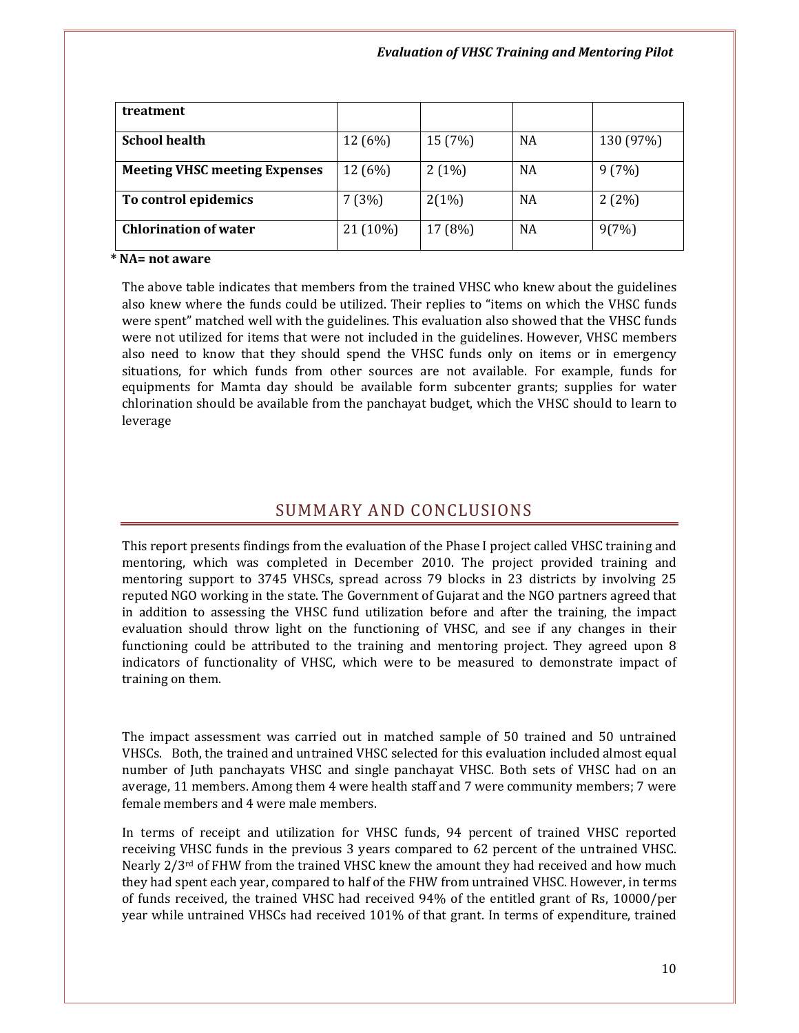| treatment | | | | |
|---|---|---|---|---|
| **School health** | 12 (6%) | 15 (7%) | NA | 130 (97%) |
| **Meeting VHSC meeting Expenses** | 12 (6%) | 2 (1%) | NA | 9 (7%) |
| **To control epidemics** | 7 (3%) | 2(1%) | NA | 2 (2%) |
| **Chlorination of water** | 21 (10%) | 17 (8%) | NA | 9(7%) |

**\* NA= not aware**

The above table indicates that members from the trained VHSC who knew about the guidelines also knew where the funds could be utilized. Their replies to "items on which the VHSC funds were spent" matched well with the guidelines. This evaluation also showed that the VHSC funds were not utilized for items that were not included in the guidelines. However, VHSC members also need to know that they should spend the VHSC funds only on items or in emergency situations, for which funds from other sources are not available. For example, funds for equipments for Mamta day should be available form subcenter grants; supplies for water chlorination should be available from the panchayat budget, which the VHSC should to learn to leverage

## SUMMARY AND CONCLUSIONS

This report presents findings from the evaluation of the Phase I project called VHSC training and mentoring, which was completed in December 2010. The project provided training and mentoring support to 3745 VHSCs, spread across 79 blocks in 23 districts by involving 25 reputed NGO working in the state. The Government of Gujarat and the NGO partners agreed that in addition to assessing the VHSC fund utilization before and after the training, the impact evaluation should throw light on the functioning of VHSC, and see if any changes in their functioning could be attributed to the training and mentoring project. They agreed upon 8 indicators of functionality of VHSC, which were to be measured to demonstrate impact of training on them.

The impact assessment was carried out in matched sample of 50 trained and 50 untrained VHSCs. Both, the trained and untrained VHSC selected for this evaluation included almost equal number of Juth panchayats VHSC and single panchayat VHSC. Both sets of VHSC had on an average, 11 members. Among them 4 were health staff and 7 were community members; 7 were female members and 4 were male members.

In terms of receipt and utilization for VHSC funds, 94 percent of trained VHSC reported receiving VHSC funds in the previous 3 years compared to 62 percent of the untrained VHSC. Nearly 2/3rd of FHW from the trained VHSC knew the amount they had received and how much they had spent each year, compared to half of the FHW from untrained VHSC. However, in terms of funds received, the trained VHSC had received 94% of the entitled grant of Rs, 10000/per year while untrained VHSCs had received 101% of that grant. In terms of expenditure, trained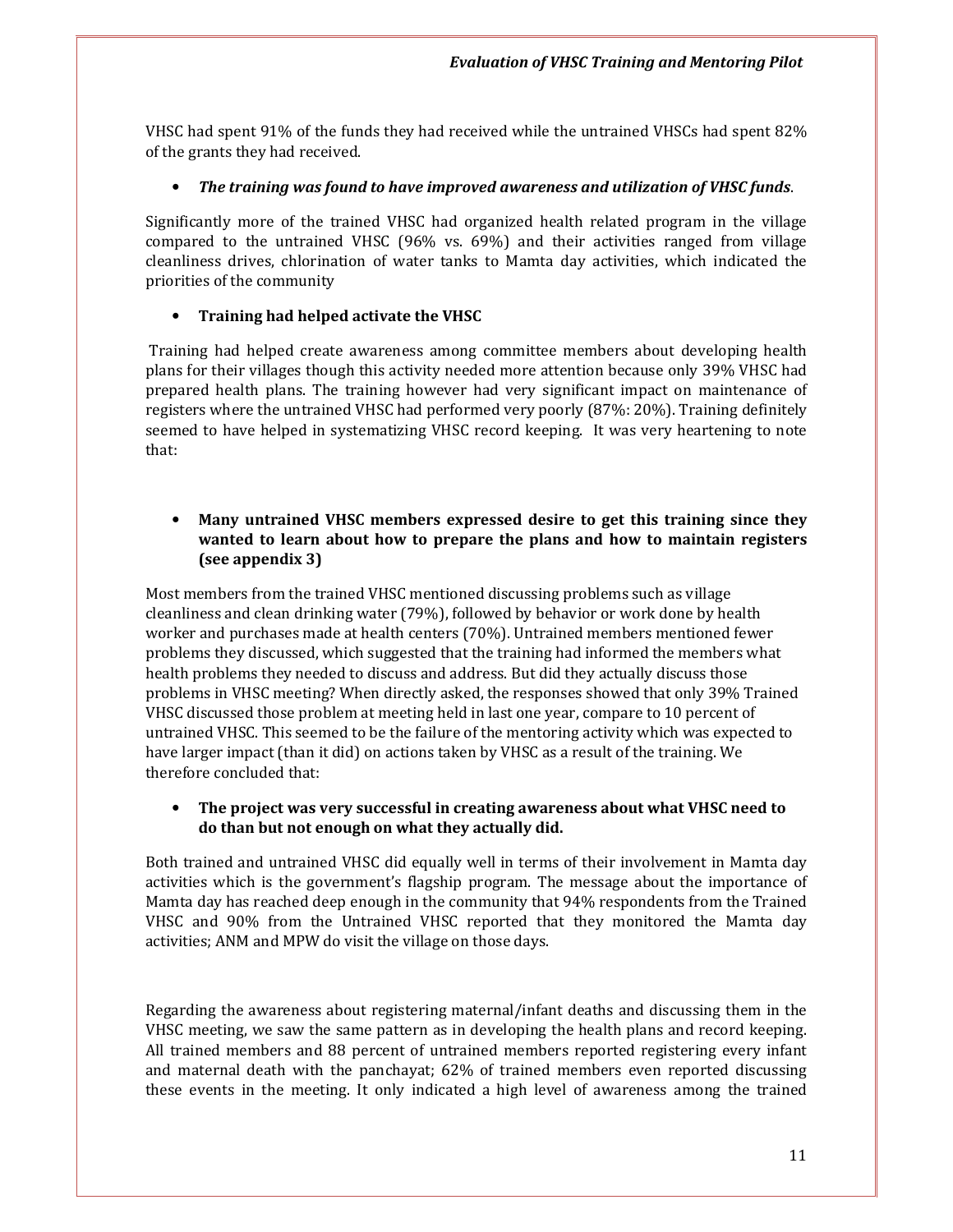VHSC had spent 91% of the funds they had received while the untrained VHSCs had spent 82% of the grants they had received.

- ***The training was found to have improved awareness and utilization of VHSC funds*.**

Significantly more of the trained VHSC had organized health related program in the village compared to the untrained VHSC (96% vs. 69%) and their activities ranged from village cleanliness drives, chlorination of water tanks to Mamta day activities, which indicated the priorities of the community

- **Training had helped activate the VHSC**

Training had helped create awareness among committee members about developing health plans for their villages though this activity needed more attention because only 39% VHSC had prepared health plans. The training however had very significant impact on maintenance of registers where the untrained VHSC had performed very poorly (87%: 20%). Training definitely seemed to have helped in systematizing VHSC record keeping. It was very heartening to note that:

- **Many untrained VHSC members expressed desire to get this training since they wanted to learn about how to prepare the plans and how to maintain registers (see appendix 3)**

Most members from the trained VHSC mentioned discussing problems such as village cleanliness and clean drinking water (79%), followed by behavior or work done by health worker and purchases made at health centers (70%). Untrained members mentioned fewer problems they discussed, which suggested that the training had informed the members what health problems they needed to discuss and address. But did they actually discuss those problems in VHSC meeting? When directly asked, the responses showed that only 39% Trained VHSC discussed those problem at meeting held in last one year, compare to 10 percent of untrained VHSC. This seemed to be the failure of the mentoring activity which was expected to have larger impact (than it did) on actions taken by VHSC as a result of the training. We therefore concluded that:

- **The project was very successful in creating awareness about what VHSC need to do than but not enough on what they actually did.**

Both trained and untrained VHSC did equally well in terms of their involvement in Mamta day activities which is the government's flagship program. The message about the importance of Mamta day has reached deep enough in the community that 94% respondents from the Trained VHSC and 90% from the Untrained VHSC reported that they monitored the Mamta day activities; ANM and MPW do visit the village on those days.

Regarding the awareness about registering maternal/infant deaths and discussing them in the VHSC meeting, we saw the same pattern as in developing the health plans and record keeping. All trained members and 88 percent of untrained members reported registering every infant and maternal death with the panchayat; 62% of trained members even reported discussing these events in the meeting. It only indicated a high level of awareness among the trained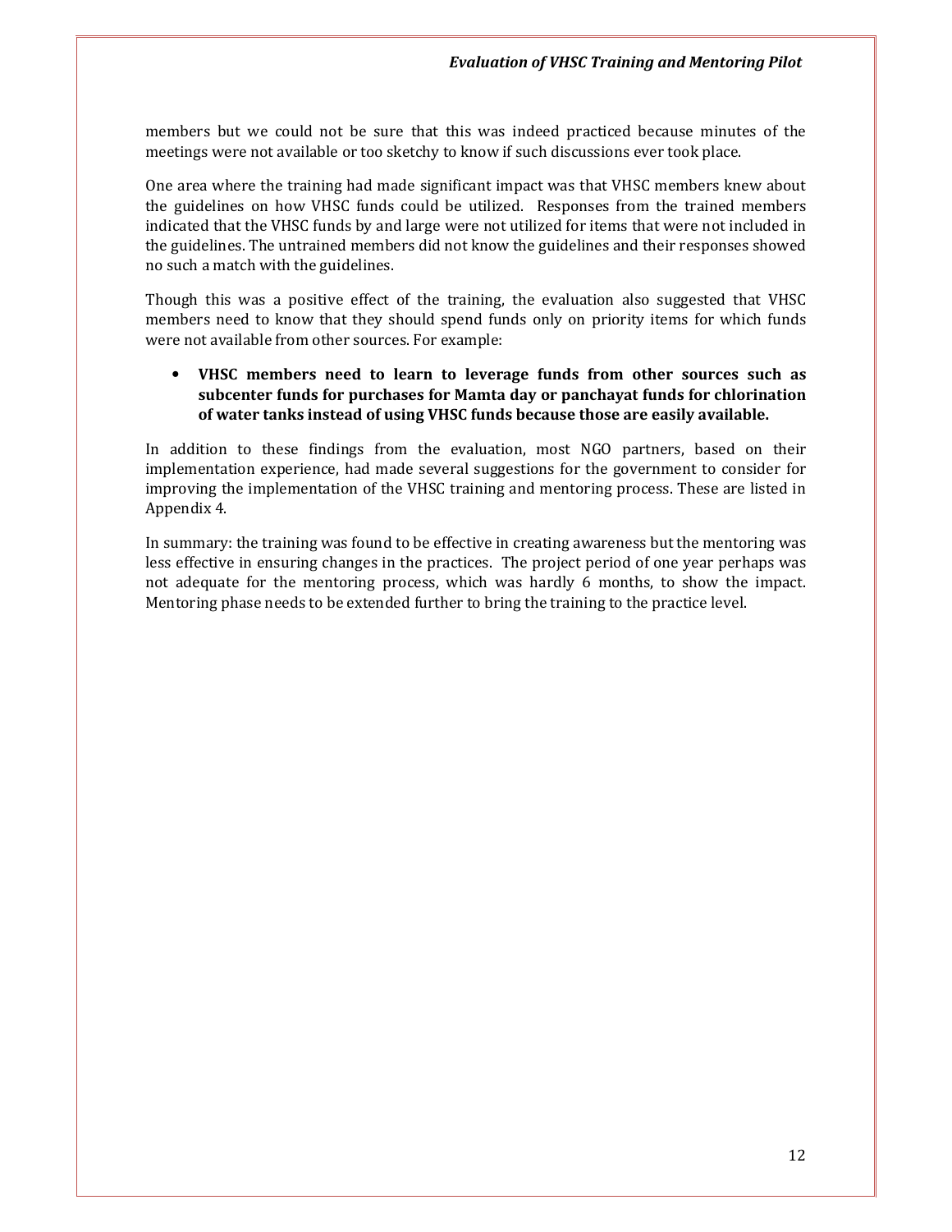members but we could not be sure that this was indeed practiced because minutes of the meetings were not available or too sketchy to know if such discussions ever took place.

One area where the training had made significant impact was that VHSC members knew about the guidelines on how VHSC funds could be utilized. Responses from the trained members indicated that the VHSC funds by and large were not utilized for items that were not included in the guidelines. The untrained members did not know the guidelines and their responses showed no such a match with the guidelines.

Though this was a positive effect of the training, the evaluation also suggested that VHSC members need to know that they should spend funds only on priority items for which funds were not available from other sources. For example:

- **VHSC members need to learn to leverage funds from other sources such as subcenter funds for purchases for Mamta day or panchayat funds for chlorination of water tanks instead of using VHSC funds because those are easily available.**

In addition to these findings from the evaluation, most NGO partners, based on their implementation experience, had made several suggestions for the government to consider for improving the implementation of the VHSC training and mentoring process. These are listed in Appendix 4.

In summary: the training was found to be effective in creating awareness but the mentoring was less effective in ensuring changes in the practices. The project period of one year perhaps was not adequate for the mentoring process, which was hardly 6 months, to show the impact. Mentoring phase needs to be extended further to bring the training to the practice level.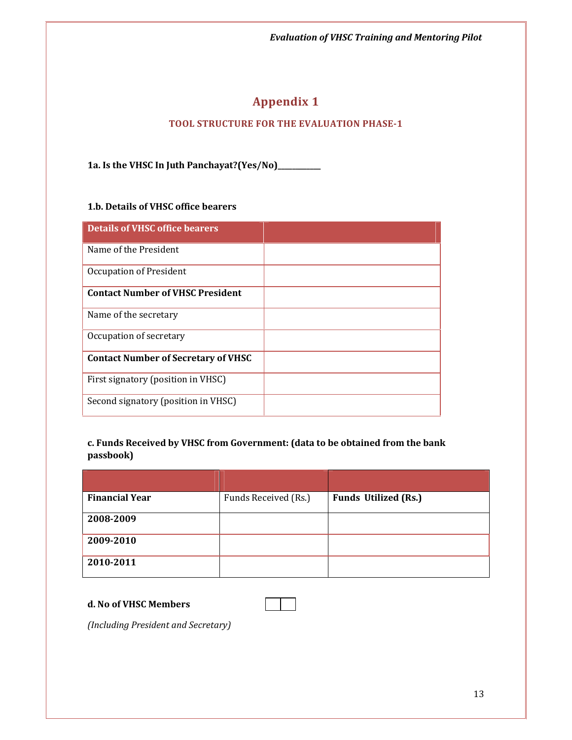# Appendix 1

## TOOL STRUCTURE FOR THE EVALUATION PHASE-1

**1a. Is the VHSC In Juth Panchayat?(Yes/No)___________**

**1.b. Details of VHSC office bearers**

| Details of VHSC office bearers | |
|---|---|
| Name of the President | |
| Occupation of President | |
| **Contact Number of VHSC President** | |
| Name of the secretary | |
| Occupation of secretary | |
| **Contact Number of Secretary of VHSC** | |
| First signatory (position in VHSC) | |
| Second signatory (position in VHSC) | |

**c. Funds Received by VHSC from Government: (data to be obtained from the bank passbook)**

| | | |
|---|---|---|
| **Financial Year** | Funds Received (Rs.) | **Funds Utilized (Rs.)** |
| **2008-2009** | | |
| **2009-2010** | | |
| **2010-2011** | | |

**d. No of VHSC Members** ☐☐

*(Including President and Secretary)*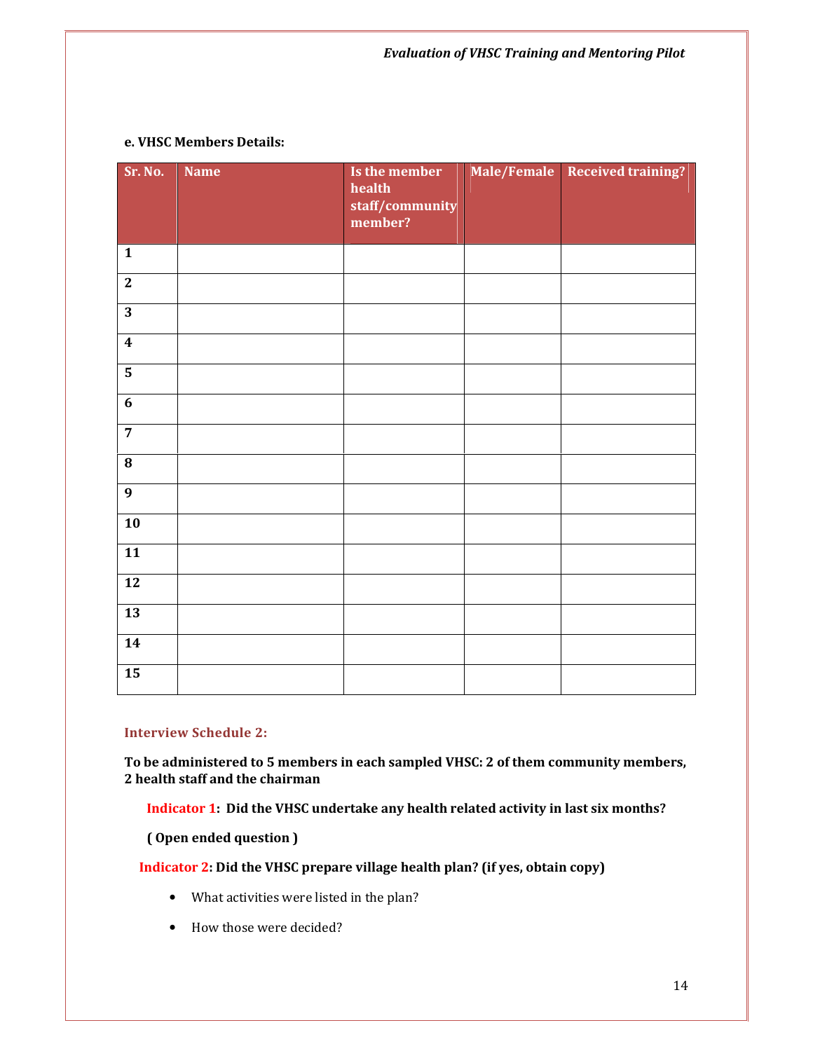**e. VHSC Members Details:**

| Sr. No. | Name | Is the member health staff/community member? | Male/Female | Received training? |
|---|---|---|---|---|
| 1 | | | | |
| 2 | | | | |
| 3 | | | | |
| 4 | | | | |
| 5 | | | | |
| 6 | | | | |
| 7 | | | | |
| 8 | | | | |
| 9 | | | | |
| 10 | | | | |
| 11 | | | | |
| 12 | | | | |
| 13 | | | | |
| 14 | | | | |
| 15 | | | | |

### Interview Schedule 2:

**To be administered to 5 members in each sampled VHSC: 2 of them community members, 2 health staff and the chairman**

**Indicator 1: Did the VHSC undertake any health related activity in last six months?**

**( Open ended question )**

**Indicator 2: Did the VHSC prepare village health plan? (if yes, obtain copy)**

- What activities were listed in the plan?
- How those were decided?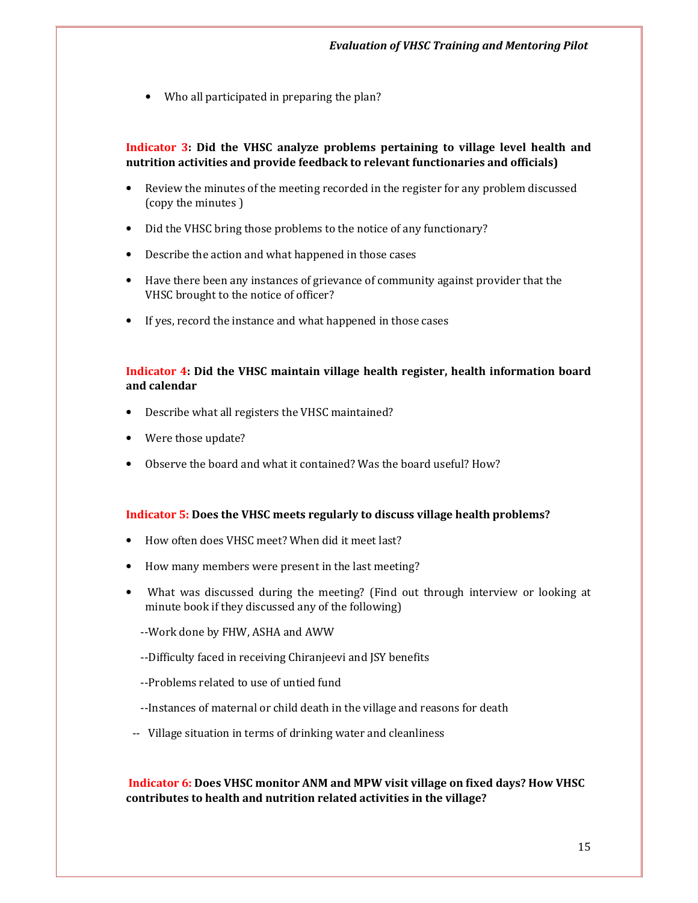- Who all participated in preparing the plan?

**Indicator 3: Did the VHSC analyze problems pertaining to village level health and nutrition activities and provide feedback to relevant functionaries and officials)**

- Review the minutes of the meeting recorded in the register for any problem discussed (copy the minutes )
- Did the VHSC bring those problems to the notice of any functionary?
- Describe the action and what happened in those cases
- Have there been any instances of grievance of community against provider that the VHSC brought to the notice of officer?
- If yes, record the instance and what happened in those cases

**Indicator 4: Did the VHSC maintain village health register, health information board and calendar**

- Describe what all registers the VHSC maintained?
- Were those update?
- Observe the board and what it contained? Was the board useful? How?

**Indicator 5: Does the VHSC meets regularly to discuss village health problems?**

- How often does VHSC meet? When did it meet last?
- How many members were present in the last meeting?
- What was discussed during the meeting? (Find out through interview or looking at minute book if they discussed any of the following)

  --Work done by FHW, ASHA and AWW

  --Difficulty faced in receiving Chiranjeevi and JSY benefits

  --Problems related to use of untied fund

  --Instances of maternal or child death in the village and reasons for death

  -- Village situation in terms of drinking water and cleanliness

**Indicator 6: Does VHSC monitor ANM and MPW visit village on fixed days? How VHSC contributes to health and nutrition related activities in the village?**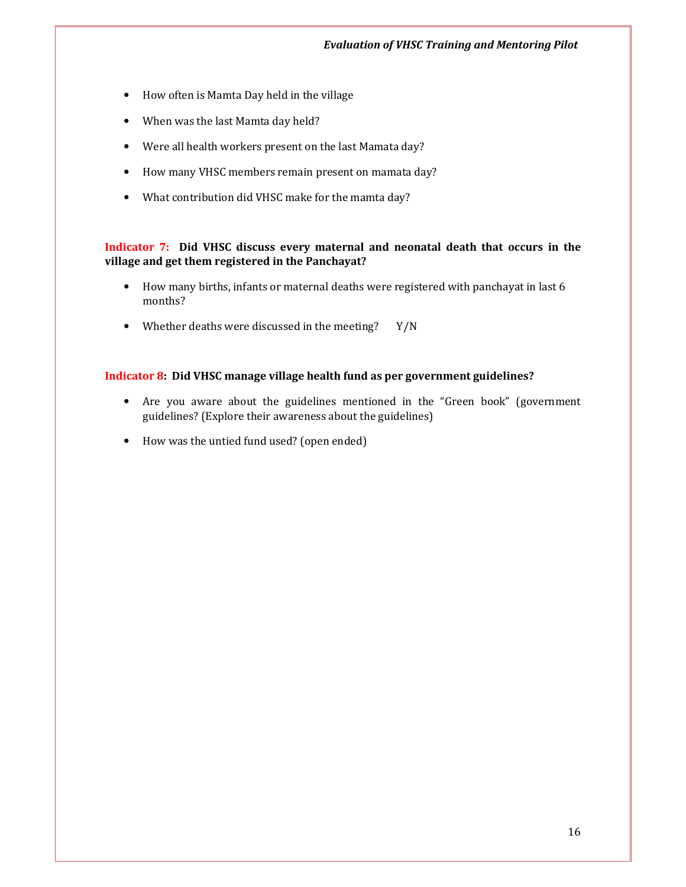- How often is Mamta Day held in the village
- When was the last Mamta day held?
- Were all health workers present on the last Mamata day?
- How many VHSC members remain present on mamata day?
- What contribution did VHSC make for the mamta day?

**Indicator 7: Did VHSC discuss every maternal and neonatal death that occurs in the village and get them registered in the Panchayat?**

- How many births, infants or maternal deaths were registered with panchayat in last 6 months?
- Whether deaths were discussed in the meeting? Y/N

**Indicator 8: Did VHSC manage village health fund as per government guidelines?**

- Are you aware about the guidelines mentioned in the "Green book" (government guidelines? (Explore their awareness about the guidelines)
- How was the untied fund used? (open ended)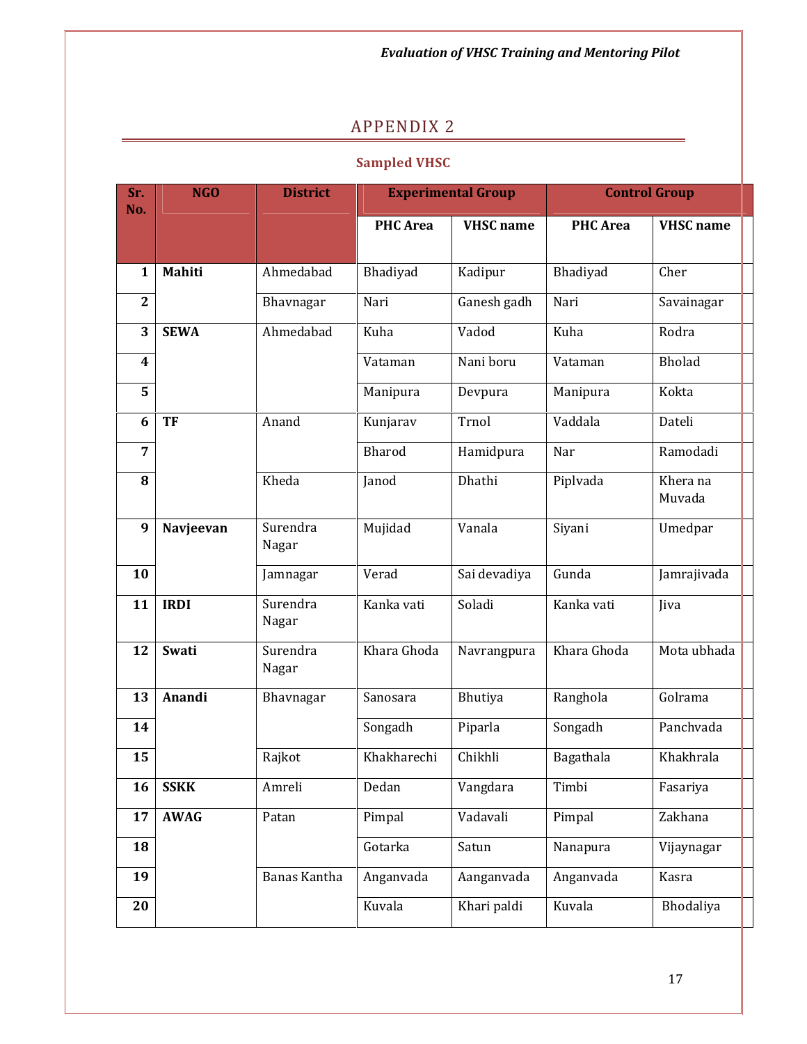# APPENDIX 2

### Sampled VHSC

| Sr. No. | NGO | District | Experimental Group | | Control Group | |
|---|---|---|---|---|---|---|
| | | | PHC Area | VHSC name | PHC Area | VHSC name |
| 1 | **Mahiti** | Ahmedabad | Bhadiyad | Kadipur | Bhadiyad | Cher |
| 2 | | Bhavnagar | Nari | Ganesh gadh | Nari | Savainagar |
| 3 | **SEWA** | Ahmedabad | Kuha | Vadod | Kuha | Rodra |
| 4 | | | Vataman | Nani boru | Vataman | Bholad |
| 5 | | | Manipura | Devpura | Manipura | Kokta |
| 6 | **TF** | Anand | Kunjarav | Trnol | Vaddala | Dateli |
| 7 | | | Bharod | Hamidpura | Nar | Ramodadi |
| 8 | | Kheda | Janod | Dhathi | Piplvada | Khera na Muvada |
| 9 | **Navjeevan** | Surendra Nagar | Mujidad | Vanala | Siyani | Umedpar |
| 10 | | Jamnagar | Verad | Sai devadiya | Gunda | Jamrajivada |
| 11 | **IRDI** | Surendra Nagar | Kanka vati | Soladi | Kanka vati | Jiva |
| 12 | **Swati** | Surendra Nagar | Khara Ghoda | Navrangpura | Khara Ghoda | Mota ubhada |
| 13 | **Anandi** | Bhavnagar | Sanosara | Bhutiya | Ranghola | Golrama |
| 14 | | | Songadh | Piparla | Songadh | Panchvada |
| 15 | | Rajkot | Khakharechi | Chikhli | Bagathala | Khakhrala |
| 16 | **SSKK** | Amreli | Dedan | Vangdara | Timbi | Fasariya |
| 17 | **AWAG** | Patan | Pimpal | Vadavali | Pimpal | Zakhana |
| 18 | | | Gotarka | Satun | Nanapura | Vijaynagar |
| 19 | | Banas Kantha | Anganvada | Aanganvada | Anganvada | Kasra |
| 20 | | | Kuvala | Khari paldi | Kuvala | Bhodaliya |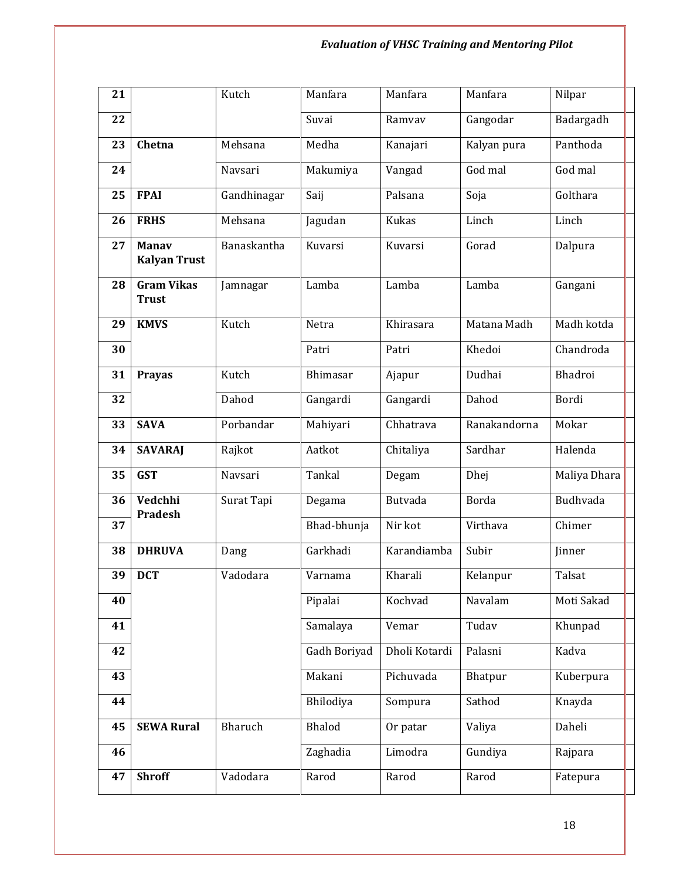| 21 | | Kutch | Manfara | Manfara | Manfara | Nilpar |
|---|---|---|---|---|---|---|
| 22 | | | Suvai | Ramvav | Gangodar | Badargadh |
| 23 | **Chetna** | Mehsana | Medha | Kanajari | Kalyan pura | Panthoda |
| 24 | | Navsari | Makumiya | Vangad | God mal | God mal |
| 25 | **FPAI** | Gandhinagar | Saij | Palsana | Soja | Golthara |
| 26 | **FRHS** | Mehsana | Jagudan | Kukas | Linch | Linch |
| 27 | **Manav Kalyan Trust** | Banaskantha | Kuvarsi | Kuvarsi | Gorad | Dalpura |
| 28 | **Gram Vikas Trust** | Jamnagar | Lamba | Lamba | Lamba | Gangani |
| 29 | **KMVS** | Kutch | Netra | Khirasara | Matana Madh | Madh kotda |
| 30 | | | Patri | Patri | Khedoi | Chandroda |
| 31 | **Prayas** | Kutch | Bhimasar | Ajapur | Dudhai | Bhadroi |
| 32 | | Dahod | Gangardi | Gangardi | Dahod | Bordi |
| 33 | **SAVA** | Porbandar | Mahiyari | Chhatrava | Ranakandorna | Mokar |
| 34 | **SAVARAJ** | Rajkot | Aatkot | Chitaliya | Sardhar | Halenda |
| 35 | **GST** | Navsari | Tankal | Degam | Dhej | Maliya Dhara |
| 36 | **Vedchhi Pradesh** | Surat Tapi | Degama | Butvada | Borda | Budhvada |
| 37 | | | Bhad-bhunja | Nir kot | Virthava | Chimer |
| 38 | **DHRUVA** | Dang | Garkhadi | Karandiamba | Subir | Jinner |
| 39 | **DCT** | Vadodara | Varnama | Kharali | Kelanpur | Talsat |
| 40 | | | Pipalai | Kochvad | Navalam | Moti Sakad |
| 41 | | | Samalaya | Vemar | Tudav | Khunpad |
| 42 | | | Gadh Boriyad | Dholi Kotardi | Palasni | Kadva |
| 43 | | | Makani | Pichuvada | Bhatpur | Kuberpura |
| 44 | | | Bhilodiya | Sompura | Sathod | Knayda |
| 45 | **SEWA Rural** | Bharuch | Bhalod | Or patar | Valiya | Daheli |
| 46 | | | Zaghadia | Limodra | Gundiya | Rajpara |
| 47 | **Shroff** | Vadodara | Rarod | Rarod | Rarod | Fatepura |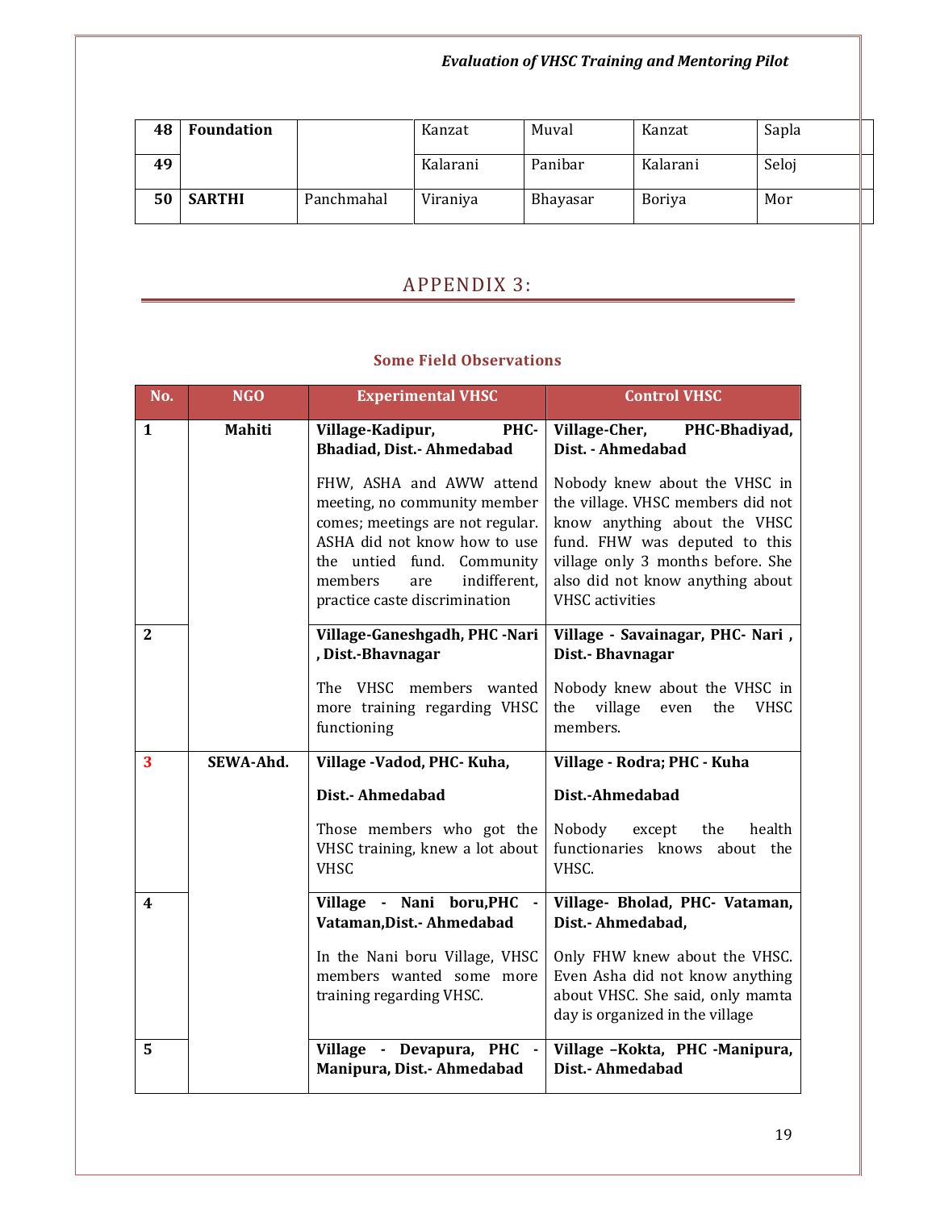| 48 | Foundation | | Kanzat | Muval | Kanzat | Sapla |
|---|---|---|---|---|---|---|
| 49 | | | Kalarani | Panibar | Kalarani | Seloj |
| 50 | SARTHI | Panchmahal | Viraniya | Bhayasar | Boriya | Mor |

# APPENDIX 3:

### Some Field Observations

| No. | NGO | Experimental VHSC | Control VHSC |
|---|---|---|---|
| 1 | Mahiti | **Village-Kadipur, PHC-Bhadiad, Dist.- Ahmedabad**<br><br>FHW, ASHA and AWW attend meeting, no community member comes; meetings are not regular. ASHA did not know how to use the untied fund. Community members are indifferent, practice caste discrimination | **Village-Cher, PHC-Bhadiyad, Dist. - Ahmedabad**<br><br>Nobody knew about the VHSC in the village. VHSC members did not know anything about the VHSC fund. FHW was deputed to this village only 3 months before. She also did not know anything about VHSC activities |
| 2 | | **Village-Ganeshgadh, PHC -Nari , Dist.-Bhavnagar**<br><br>The VHSC members wanted more training regarding VHSC functioning | **Village - Savainagar, PHC- Nari , Dist.- Bhavnagar**<br><br>Nobody knew about the VHSC in the village even the VHSC members. |
| 3 | SEWA-Ahd. | **Village -Vadod, PHC- Kuha,**<br><br>**Dist.- Ahmedabad**<br><br>Those members who got the VHSC training, knew a lot about VHSC | **Village - Rodra; PHC - Kuha**<br><br>**Dist.-Ahmedabad**<br><br>Nobody except the health functionaries knows about the VHSC. |
| 4 | | **Village - Nani boru,PHC - Vataman,Dist.- Ahmedabad**<br><br>In the Nani boru Village, VHSC members wanted some more training regarding VHSC. | **Village- Bholad, PHC- Vataman, Dist.- Ahmedabad,**<br><br>Only FHW knew about the VHSC. Even Asha did not know anything about VHSC. She said, only mamta day is organized in the village |
| 5 | | **Village - Devapura, PHC - Manipura, Dist.- Ahmedabad** | **Village –Kokta, PHC -Manipura, Dist.- Ahmedabad** |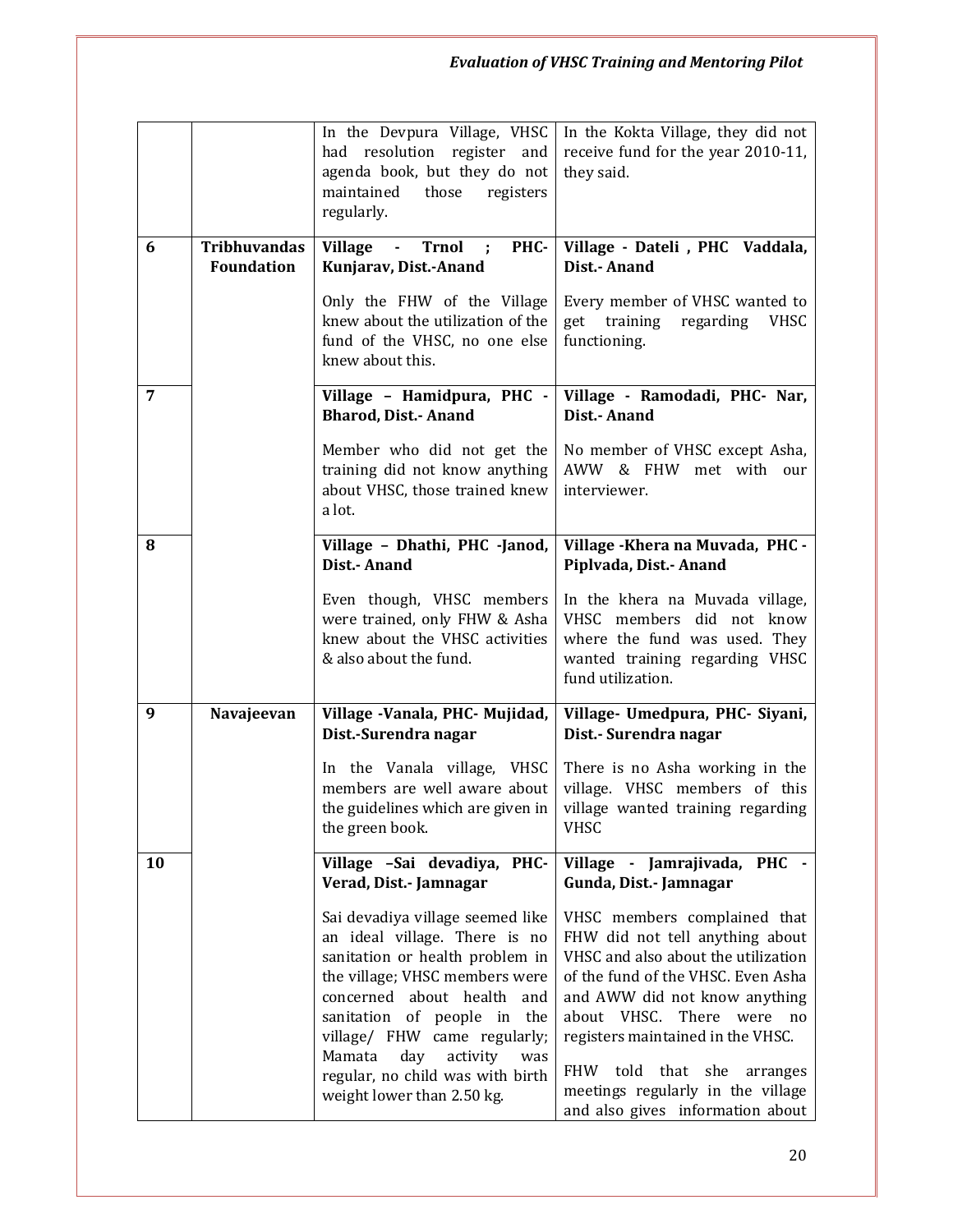| | | | |
|---|---|---|---|
| | | In the Devpura Village, VHSC had resolution register and agenda book, but they do not maintained those registers regularly. | In the Kokta Village, they did not receive fund for the year 2010-11, they said. |
| 6 | **Tribhuvandas Foundation** | **Village - Trnol ; PHC-Kunjarav, Dist.-Anand**<br><br>Only the FHW of the Village knew about the utilization of the fund of the VHSC, no one else knew about this. | **Village - Dateli , PHC Vaddala, Dist.- Anand**<br><br>Every member of VHSC wanted to get training regarding VHSC functioning. |
| 7 | | **Village – Hamidpura, PHC - Bharod, Dist.- Anand**<br><br>Member who did not get the training did not know anything about VHSC, those trained knew a lot. | **Village - Ramodadi, PHC- Nar, Dist.- Anand**<br><br>No member of VHSC except Asha, AWW & FHW met with our interviewer. |
| 8 | | **Village – Dhathi, PHC -Janod, Dist.- Anand**<br><br>Even though, VHSC members were trained, only FHW & Asha knew about the VHSC activities & also about the fund. | **Village -Khera na Muvada, PHC - Piplvada, Dist.- Anand**<br><br>In the khera na Muvada village, VHSC members did not know where the fund was used. They wanted training regarding VHSC fund utilization. |
| 9 | **Navajeevan** | **Village -Vanala, PHC- Mujidad, Dist.-Surendra nagar**<br><br>In the Vanala village, VHSC members are well aware about the guidelines which are given in the green book. | **Village- Umedpura, PHC- Siyani, Dist.- Surendra nagar**<br><br>There is no Asha working in the village. VHSC members of this village wanted training regarding VHSC |
| 10 | | **Village –Sai devadiya, PHC-Verad, Dist.- Jamnagar**<br><br>Sai devadiya village seemed like an ideal village. There is no sanitation or health problem in the village; VHSC members were concerned about health and sanitation of people in the village/ FHW came regularly; Mamata day activity was regular, no child was with birth weight lower than 2.50 kg. | **Village - Jamrajivada, PHC - Gunda, Dist.- Jamnagar**<br><br>VHSC members complained that FHW did not tell anything about VHSC and also about the utilization of the fund of the VHSC. Even Asha and AWW did not know anything about VHSC. There were no registers maintained in the VHSC.<br><br>FHW told that she arranges meetings regularly in the village and also gives information about |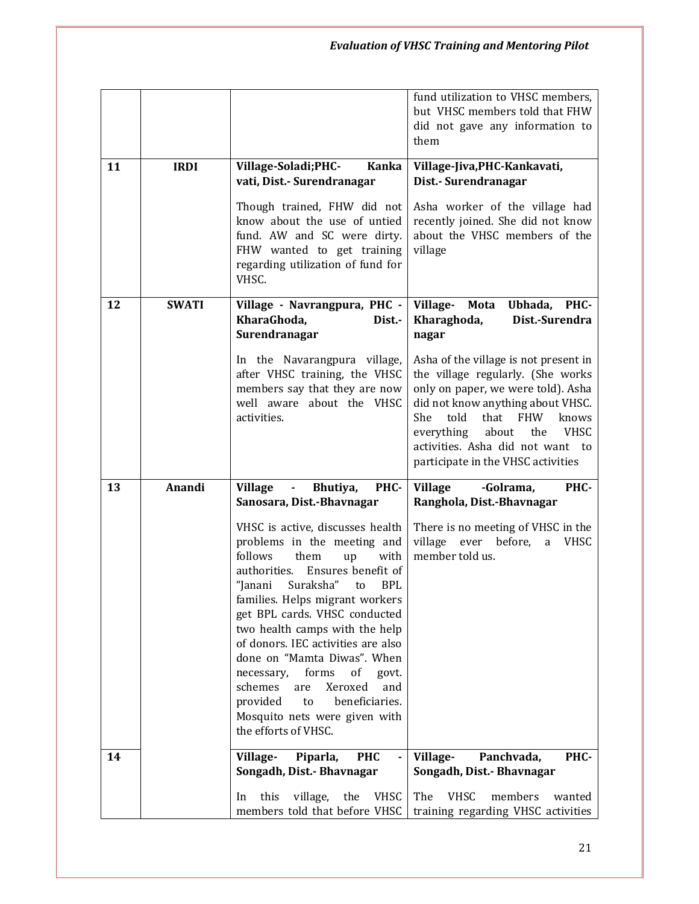| | | | |
|---|---|---|---|
| | | | fund utilization to VHSC members, but VHSC members told that FHW did not gave any information to them |
| 11 | IRDI | **Village-Soladi;PHC- Kanka vati, Dist.- Surendranagar**<br><br>Though trained, FHW did not know about the use of untied fund. AW and SC were dirty. FHW wanted to get training regarding utilization of fund for VHSC. | **Village-Jiva,PHC-Kankavati, Dist.- Surendranagar**<br><br>Asha worker of the village had recently joined. She did not know about the VHSC members of the village |
| 12 | SWATI | **Village - Navrangpura, PHC - KharaGhoda, Dist.- Surendranagar**<br><br>In the Navarangpura village, after VHSC training, the VHSC members say that they are now well aware about the VHSC activities. | **Village- Mota Ubhada, PHC- Kharaghoda, Dist.-Surendra nagar**<br><br>Asha of the village is not present in the village regularly. (She works only on paper, we were told). Asha did not know anything about VHSC. She told that FHW knows everything about the VHSC activities. Asha did not want to participate in the VHSC activities |
| 13 | Anandi | **Village - Bhutiya, PHC- Sanosara, Dist.-Bhavnagar**<br><br>VHSC is active, discusses health problems in the meeting and follows them up with authorities. Ensures benefit of "Janani Suraksha" to BPL families. Helps migrant workers get BPL cards. VHSC conducted two health camps with the help of donors. IEC activities are also done on "Mamta Diwas". When necessary, forms of govt. schemes are Xeroxed and provided to beneficiaries. Mosquito nets were given with the efforts of VHSC. | **Village -Golrama, PHC- Ranghola, Dist.-Bhavnagar**<br><br>There is no meeting of VHSC in the village ever before, a VHSC member told us. |
| 14 | | **Village- Piparla, PHC - Songadh, Dist.- Bhavnagar**<br><br>In this village, the VHSC members told that before VHSC | **Village- Panchvada, PHC- Songadh, Dist.- Bhavnagar**<br><br>The VHSC members wanted training regarding VHSC activities |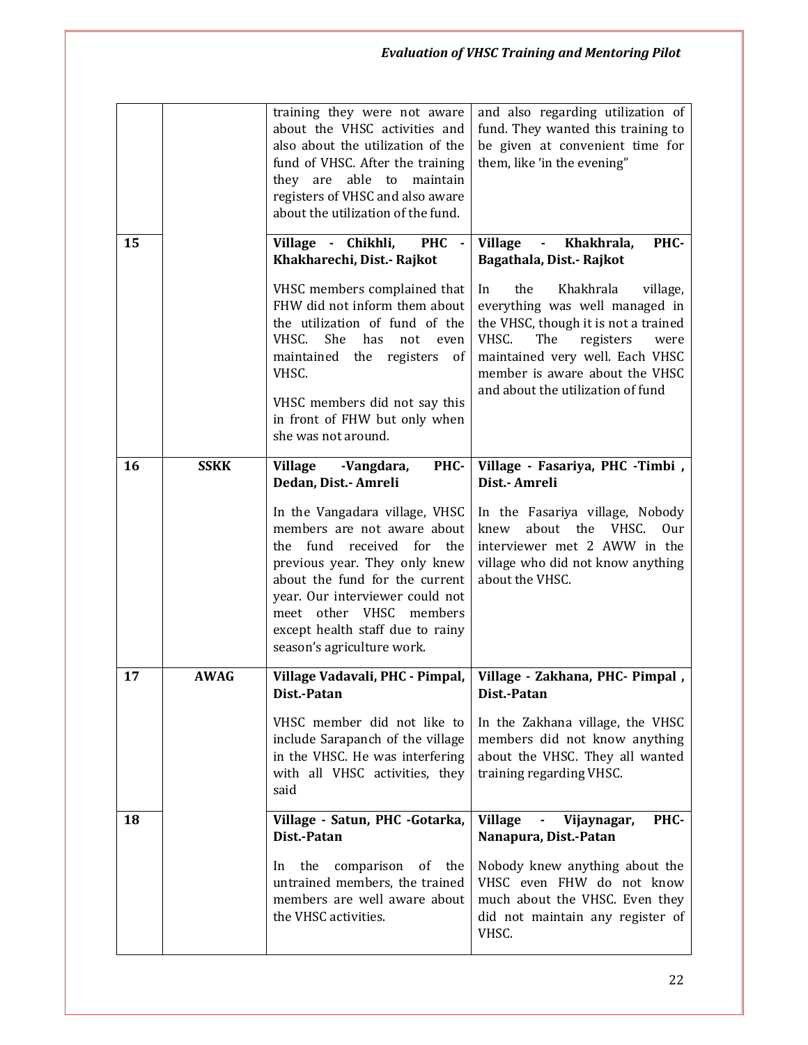| | | | |
|---|---|---|---|
| | | training they were not aware about the VHSC activities and also about the utilization of the fund of VHSC. After the training they are able to maintain registers of VHSC and also aware about the utilization of the fund. | and also regarding utilization of fund. They wanted this training to be given at convenient time for them, like 'in the evening" |
| **15** | | **Village - Chikhli, PHC - Khakharechi, Dist.- Rajkot**<br><br>VHSC members complained that FHW did not inform them about the utilization of fund of the VHSC. She has not even maintained the registers of VHSC.<br><br>VHSC members did not say this in front of FHW but only when she was not around. | **Village - Khakhrala, PHC- Bagathala, Dist.- Rajkot**<br><br>In the Khakhrala village, everything was well managed in the VHSC, though it is not a trained VHSC. The registers were maintained very well. Each VHSC member is aware about the VHSC and about the utilization of fund |
| **16** | **SSKK** | **Village -Vangdara, PHC- Dedan, Dist.- Amreli**<br><br>In the Vangadara village, VHSC members are not aware about the fund received for the previous year. They only knew about the fund for the current year. Our interviewer could not meet other VHSC members except health staff due to rainy season's agriculture work. | **Village - Fasariya, PHC -Timbi , Dist.- Amreli**<br><br>In the Fasariya village, Nobody knew about the VHSC. Our interviewer met 2 AWW in the village who did not know anything about the VHSC. |
| **17** | **AWAG** | **Village Vadavali, PHC - Pimpal, Dist.-Patan**<br><br>VHSC member did not like to include Sarapanch of the village in the VHSC. He was interfering with all VHSC activities, they said | **Village - Zakhana, PHC- Pimpal , Dist.-Patan**<br><br>In the Zakhana village, the VHSC members did not know anything about the VHSC. They all wanted training regarding VHSC. |
| **18** | | **Village - Satun, PHC -Gotarka, Dist.-Patan**<br><br>In the comparison of the untrained members, the trained members are well aware about the VHSC activities. | **Village - Vijaynagar, PHC- Nanapura, Dist.-Patan**<br><br>Nobody knew anything about the VHSC even FHW do not know much about the VHSC. Even they did not maintain any register of VHSC. |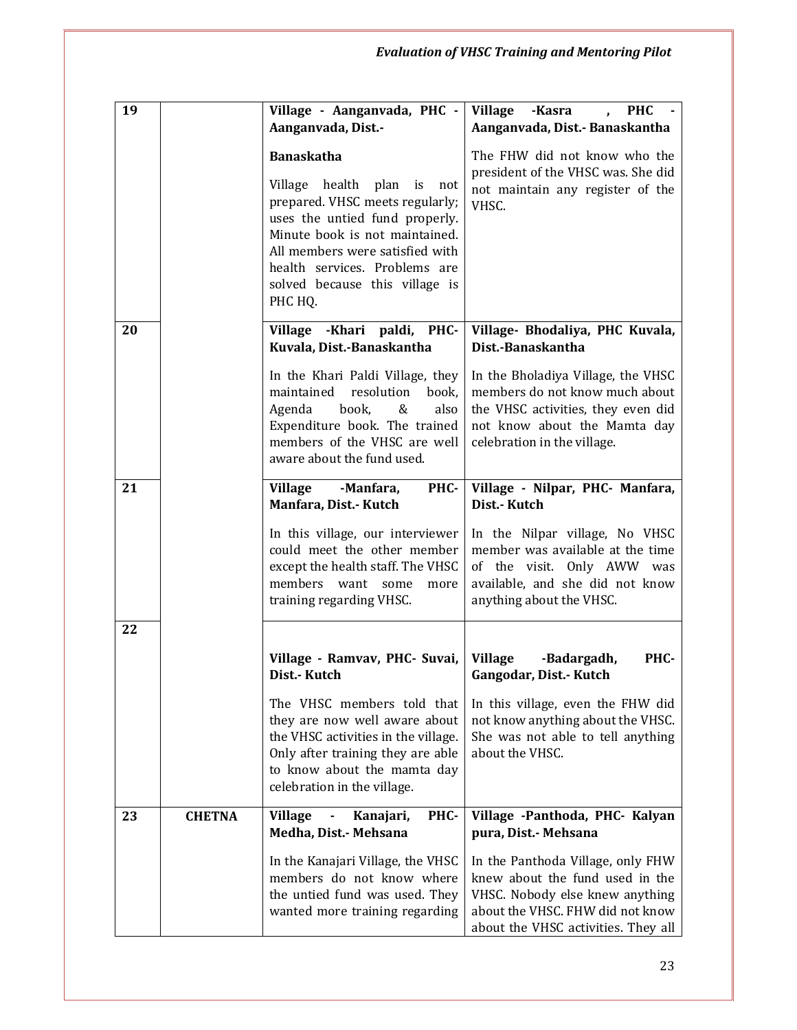| 19 | | **Village - Aanganvada, PHC - Aanganvada, Dist.- Banaskatha**<br><br>Village health plan is not prepared. VHSC meets regularly; uses the untied fund properly. Minute book is not maintained. All members were satisfied with health services. Problems are solved because this village is PHC HQ. | **Village -Kasra , PHC - Aanganvada, Dist.- Banaskantha**<br><br>The FHW did not know who the president of the VHSC was. She did not maintain any register of the VHSC. |
|---|---|---|---|
| 20 | | **Village -Khari paldi, PHC-Kuvala, Dist.-Banaskantha**<br><br>In the Khari Paldi Village, they maintained resolution book, Agenda book, & also Expenditure book. The trained members of the VHSC are well aware about the fund used. | **Village- Bhodaliya, PHC Kuvala, Dist.-Banaskantha**<br><br>In the Bholadiya Village, the VHSC members do not know much about the VHSC activities, they even did not know about the Mamta day celebration in the village. |
| 21 | | **Village -Manfara, PHC-Manfara, Dist.- Kutch**<br><br>In this village, our interviewer could meet the other member except the health staff. The VHSC members want some more training regarding VHSC. | **Village - Nilpar, PHC- Manfara, Dist.- Kutch**<br><br>In the Nilpar village, No VHSC member was available at the time of the visit. Only AWW was available, and she did not know anything about the VHSC. |
| 22 | | **Village - Ramvav, PHC- Suvai, Dist.- Kutch**<br><br>The VHSC members told that they are now well aware about the VHSC activities in the village. Only after training they are able to know about the mamta day celebration in the village. | **Village -Badargadh, PHC-Gangodar, Dist.- Kutch**<br><br>In this village, even the FHW did not know anything about the VHSC. She was not able to tell anything about the VHSC. |
| 23 | **CHETNA** | **Village - Kanajari, PHC-Medha, Dist.- Mehsana**<br><br>In the Kanajari Village, the VHSC members do not know where the untied fund was used. They wanted more training regarding | **Village -Panthoda, PHC- Kalyan pura, Dist.- Mehsana**<br><br>In the Panthoda Village, only FHW knew about the fund used in the VHSC. Nobody else knew anything about the VHSC. FHW did not know about the VHSC activities. They all |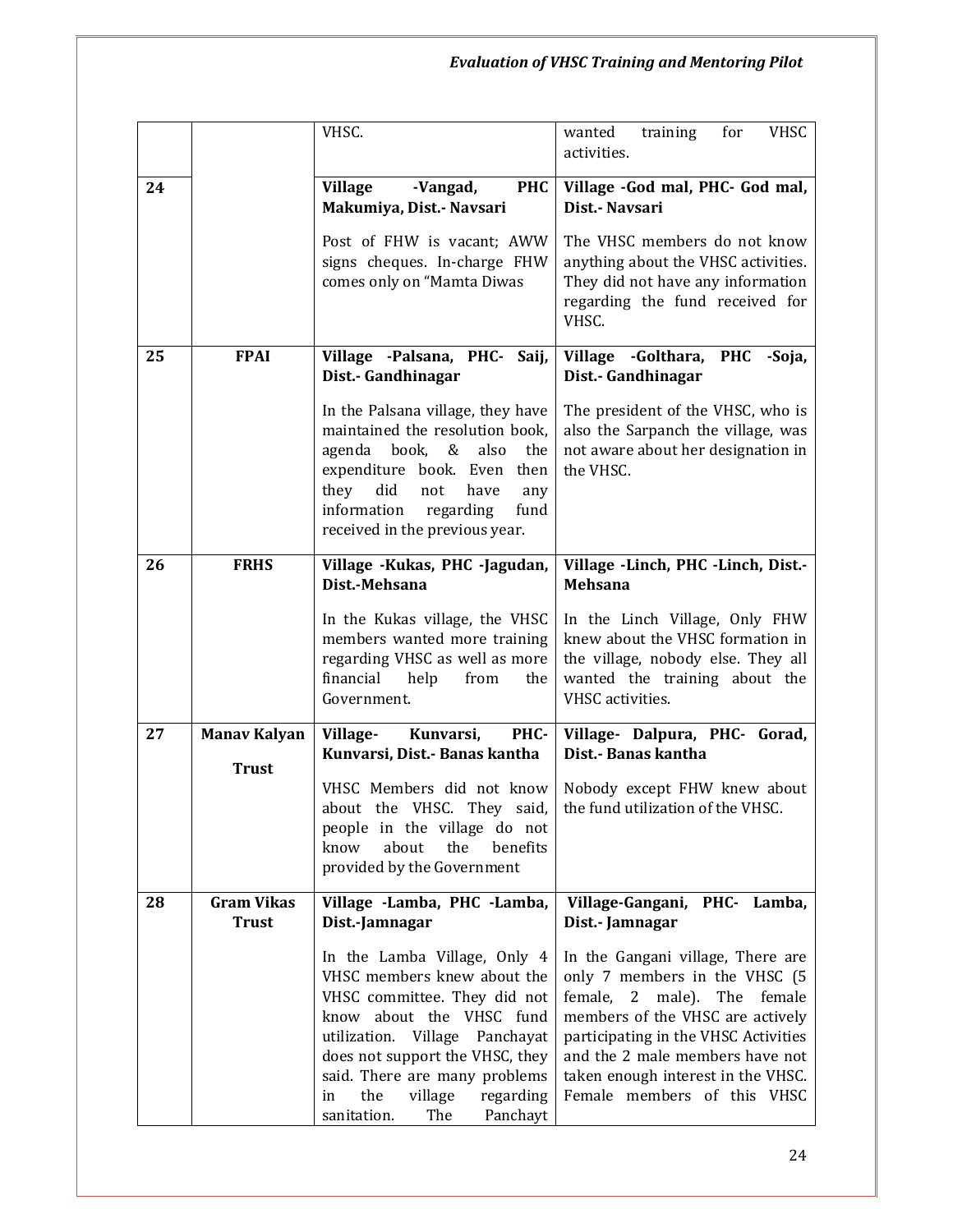| | | | |
|---|---|---|---|
| | | VHSC. | wanted training for VHSC activities. |
| **24** | | **Village -Vangad, PHC Makumiya, Dist.- Navsari**<br><br>Post of FHW is vacant; AWW signs cheques. In-charge FHW comes only on "Mamta Diwas | **Village -God mal, PHC- God mal, Dist.- Navsari**<br><br>The VHSC members do not know anything about the VHSC activities. They did not have any information regarding the fund received for VHSC. |
| **25** | **FPAI** | **Village -Palsana, PHC- Saij, Dist.- Gandhinagar**<br><br>In the Palsana village, they have maintained the resolution book, agenda book, & also the expenditure book. Even then they did not have any information regarding fund received in the previous year. | **Village -Golthara, PHC -Soja, Dist.- Gandhinagar**<br><br>The president of the VHSC, who is also the Sarpanch the village, was not aware about her designation in the VHSC. |
| **26** | **FRHS** | **Village -Kukas, PHC -Jagudan, Dist.-Mehsana**<br><br>In the Kukas village, the VHSC members wanted more training regarding VHSC as well as more financial help from the Government. | **Village -Linch, PHC -Linch, Dist.- Mehsana**<br><br>In the Linch Village, Only FHW knew about the VHSC formation in the village, nobody else. They all wanted the training about the VHSC activities. |
| **27** | **Manav Kalyan Trust** | **Village- Kunvarsi, PHC- Kunvarsi, Dist.- Banas kantha**<br><br>VHSC Members did not know about the VHSC. They said, people in the village do not know about the benefits provided by the Government | **Village- Dalpura, PHC- Gorad, Dist.- Banas kantha**<br><br>Nobody except FHW knew about the fund utilization of the VHSC. |
| **28** | **Gram Vikas Trust** | **Village -Lamba, PHC -Lamba, Dist.-Jamnagar**<br><br>In the Lamba Village, Only 4 VHSC members knew about the VHSC committee. They did not know about the VHSC fund utilization. Village Panchayat does not support the VHSC, they said. There are many problems in the village regarding sanitation. The Panchayt | **Village-Gangani, PHC- Lamba, Dist.- Jamnagar**<br><br>In the Gangani village, There are only 7 members in the VHSC (5 female, 2 male). The female members of the VHSC are actively participating in the VHSC Activities and the 2 male members have not taken enough interest in the VHSC. Female members of this VHSC |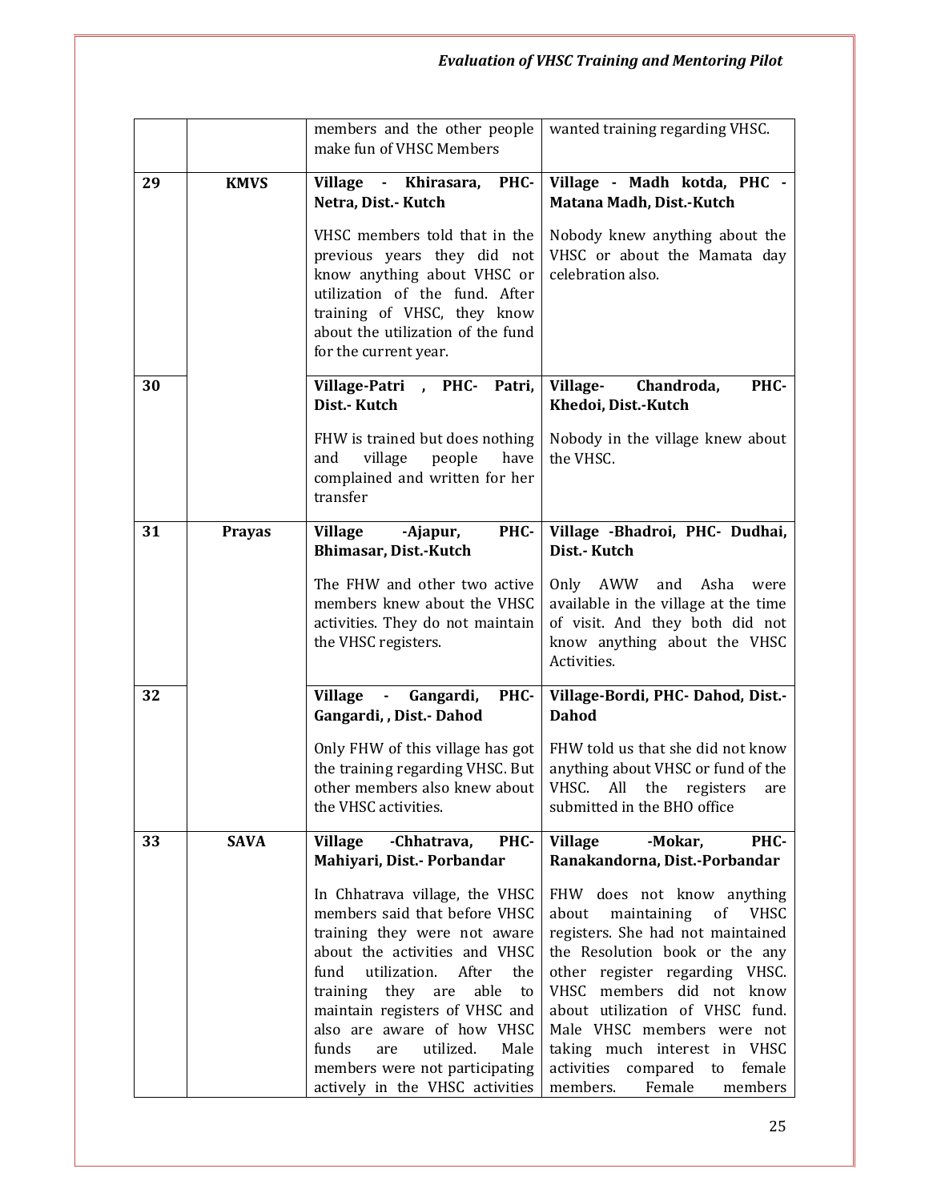| | | | |
|---|---|---|---|
| | | members and the other people make fun of VHSC Members | wanted training regarding VHSC. |
| 29 | **KMVS** | **Village - Khirasara, PHC-Netra, Dist.- Kutch**<br><br>VHSC members told that in the previous years they did not know anything about VHSC or utilization of the fund. After training of VHSC, they know about the utilization of the fund for the current year. | **Village - Madh kotda, PHC - Matana Madh, Dist.-Kutch**<br><br>Nobody knew anything about the VHSC or about the Mamata day celebration also. |
| 30 | | **Village-Patri , PHC- Patri, Dist.- Kutch**<br><br>FHW is trained but does nothing and village people have complained and written for her transfer | **Village- Chandroda, PHC-Khedoi, Dist.-Kutch**<br><br>Nobody in the village knew about the VHSC. |
| 31 | **Prayas** | **Village -Ajapur, PHC-Bhimasar, Dist.-Kutch**<br><br>The FHW and other two active members knew about the VHSC activities. They do not maintain the VHSC registers. | **Village -Bhadroi, PHC- Dudhai, Dist.- Kutch**<br><br>Only AWW and Asha were available in the village at the time of visit. And they both did not know anything about the VHSC Activities. |
| 32 | | **Village - Gangardi, PHC-Gangardi, , Dist.- Dahod**<br><br>Only FHW of this village has got the training regarding VHSC. But other members also knew about the VHSC activities. | **Village-Bordi, PHC- Dahod, Dist.-Dahod**<br><br>FHW told us that she did not know anything about VHSC or fund of the VHSC. All the registers are submitted in the BHO office |
| 33 | **SAVA** | **Village -Chhatrava, PHC-Mahiyari, Dist.- Porbandar**<br><br>In Chhatrava village, the VHSC members said that before VHSC training they were not aware about the activities and VHSC fund utilization. After the training they are able to maintain registers of VHSC and also are aware of how VHSC funds are utilized. Male members were not participating actively in the VHSC activities | **Village -Mokar, PHC-Ranakandorna, Dist.-Porbandar**<br><br>FHW does not know anything about maintaining of VHSC registers. She had not maintained the Resolution book or the any other register regarding VHSC. VHSC members did not know about utilization of VHSC fund. Male VHSC members were not taking much interest in VHSC activities compared to female members. Female members |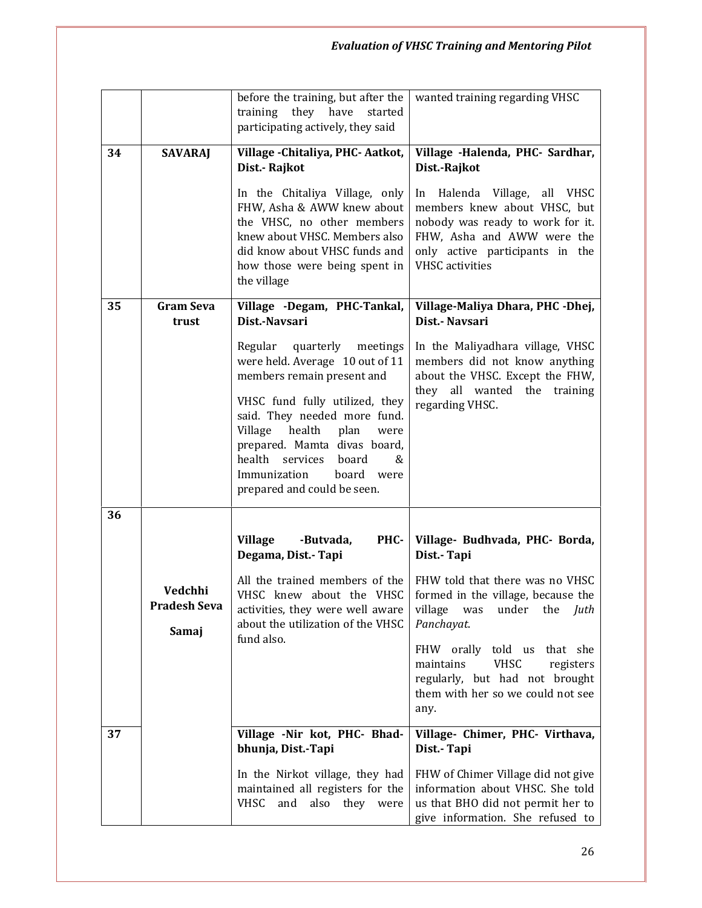| | | | |
|---|---|---|---|
| | | before the training, but after the training they have started participating actively, they said | wanted training regarding VHSC |
| 34 | **SAVARAJ** | **Village -Chitaliya, PHC- Aatkot, Dist.- Rajkot**<br><br>In the Chitaliya Village, only FHW, Asha & AWW knew about the VHSC, no other members knew about VHSC. Members also did know about VHSC funds and how those were being spent in the village | **Village -Halenda, PHC- Sardhar, Dist.-Rajkot**<br><br>In Halenda Village, all VHSC members knew about VHSC, but nobody was ready to work for it. FHW, Asha and AWW were the only active participants in the VHSC activities |
| 35 | **Gram Seva trust** | **Village -Degam, PHC-Tankal, Dist.-Navsari**<br><br>Regular quarterly meetings were held. Average 10 out of 11 members remain present and<br><br>VHSC fund fully utilized, they said. They needed more fund. Village health plan were prepared. Mamta divas board, health services board & Immunization board were prepared and could be seen. | **Village-Maliya Dhara, PHC -Dhej, Dist.- Navsari**<br><br>In the Maliyadhara village, VHSC members did not know anything about the VHSC. Except the FHW, they all wanted the training regarding VHSC. |
| 36 | **Vedchhi Pradesh Seva Samaj** | **Village -Butvada, PHC-Degama, Dist.- Tapi**<br><br>All the trained members of the VHSC knew about the VHSC activities, they were well aware about the utilization of the VHSC fund also. | **Village- Budhvada, PHC- Borda, Dist.- Tapi**<br><br>FHW told that there was no VHSC formed in the village, because the village was under the *Juth Panchayat*.<br><br>FHW orally told us that she maintains VHSC registers regularly, but had not brought them with her so we could not see any. |
| 37 | | **Village -Nir kot, PHC- Bhad-bhunja, Dist.-Tapi**<br><br>In the Nirkot village, they had maintained all registers for the VHSC and also they were | **Village- Chimer, PHC- Virthava, Dist.- Tapi**<br><br>FHW of Chimer Village did not give information about VHSC. She told us that BHO did not permit her to give information. She refused to |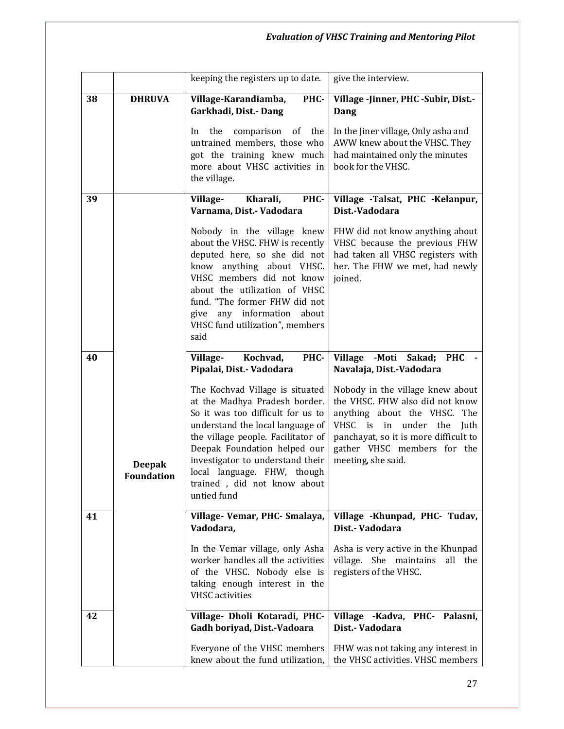| | | | |
|---|---|---|---|
| | | keeping the registers up to date. | give the interview. |
| 38 | **DHRUVA** | **Village-Karandiamba, PHC-Garkhadi, Dist.- Dang**<br><br>In the comparison of the untrained members, those who got the training knew much more about VHSC activities in the village. | **Village -Jinner, PHC -Subir, Dist.- Dang**<br><br>In the Jiner village, Only asha and AWW knew about the VHSC. They had maintained only the minutes book for the VHSC. |
| 39 | **Deepak Foundation** | **Village- Kharali, PHC- Varnama, Dist.- Vadodara**<br><br>Nobody in the village knew about the VHSC. FHW is recently deputed here, so she did not know anything about VHSC. VHSC members did not know about the utilization of VHSC fund. "The former FHW did not give any information about VHSC fund utilization", members said | **Village -Talsat, PHC -Kelanpur, Dist.-Vadodara**<br><br>FHW did not know anything about VHSC because the previous FHW had taken all VHSC registers with her. The FHW we met, had newly joined. |
| 40 | | **Village- Kochvad, PHC- Pipalai, Dist.- Vadodara**<br><br>The Kochvad Village is situated at the Madhya Pradesh border. So it was too difficult for us to understand the local language of the village people. Facilitator of Deepak Foundation helped our investigator to understand their local language. FHW, though trained , did not know about untied fund | **Village -Moti Sakad; PHC - Navalaja, Dist.-Vadodara**<br><br>Nobody in the village knew about the VHSC. FHW also did not know anything about the VHSC. The VHSC is in under the Juth panchayat, so it is more difficult to gather VHSC members for the meeting, she said. |
| 41 | | **Village- Vemar, PHC- Smalaya, Vadodara,**<br><br>In the Vemar village, only Asha worker handles all the activities of the VHSC. Nobody else is taking enough interest in the VHSC activities | **Village -Khunpad, PHC- Tudav, Dist.- Vadodara**<br><br>Asha is very active in the Khunpad village. She maintains all the registers of the VHSC. |
| 42 | | **Village- Dholi Kotaradi, PHC-Gadh boriyad, Dist.-Vadoara**<br><br>Everyone of the VHSC members knew about the fund utilization, | **Village -Kadva, PHC- Palasni, Dist.- Vadodara**<br><br>FHW was not taking any interest in the VHSC activities. VHSC members |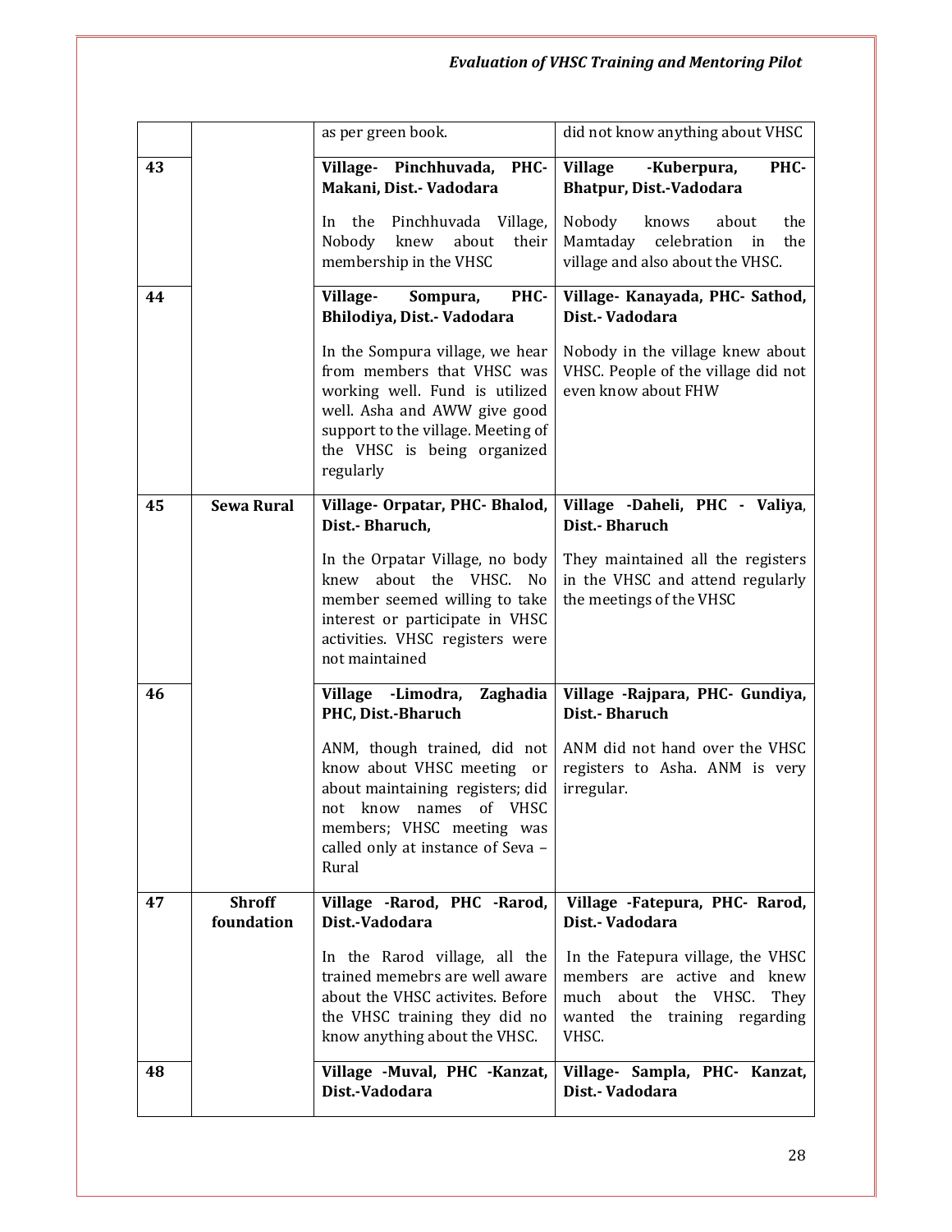| | | | |
|---|---|---|---|
| | | as per green book. | did not know anything about VHSC |
| 43 | | **Village- Pinchhuvada, PHC- Makani, Dist.- Vadodara**<br><br>In the Pinchhuvada Village, Nobody knew about their membership in the VHSC | **Village -Kuberpura, PHC- Bhatpur, Dist.-Vadodara**<br><br>Nobody knows about the Mamtaday celebration in the village and also about the VHSC. |
| 44 | | **Village- Sompura, PHC- Bhilodiya, Dist.- Vadodara**<br><br>In the Sompura village, we hear from members that VHSC was working well. Fund is utilized well. Asha and AWW give good support to the village. Meeting of the VHSC is being organized regularly | **Village- Kanayada, PHC- Sathod, Dist.- Vadodara**<br><br>Nobody in the village knew about VHSC. People of the village did not even know about FHW |
| 45 | **Sewa Rural** | **Village- Orpatar, PHC- Bhalod, Dist.- Bharuch,**<br><br>In the Orpatar Village, no body knew about the VHSC. No member seemed willing to take interest or participate in VHSC activities. VHSC registers were not maintained | **Village -Daheli, PHC - Valiya, Dist.- Bharuch**<br><br>They maintained all the registers in the VHSC and attend regularly the meetings of the VHSC |
| 46 | | **Village -Limodra, Zaghadia PHC, Dist.-Bharuch**<br><br>ANM, though trained, did not know about VHSC meeting or about maintaining registers; did not know names of VHSC members; VHSC meeting was called only at instance of Seva – Rural | **Village -Rajpara, PHC- Gundiya, Dist.- Bharuch**<br><br>ANM did not hand over the VHSC registers to Asha. ANM is very irregular. |
| 47 | **Shroff foundation** | **Village -Rarod, PHC -Rarod, Dist.-Vadodara**<br><br>In the Rarod village, all the trained memebrs are well aware about the VHSC activites. Before the VHSC training they did no know anything about the VHSC. | **Village -Fatepura, PHC- Rarod, Dist.- Vadodara**<br><br>In the Fatepura village, the VHSC members are active and knew much about the VHSC. They wanted the training regarding VHSC. |
| 48 | | **Village -Muval, PHC -Kanzat, Dist.-Vadodara** | **Village- Sampla, PHC- Kanzat, Dist.- Vadodara** |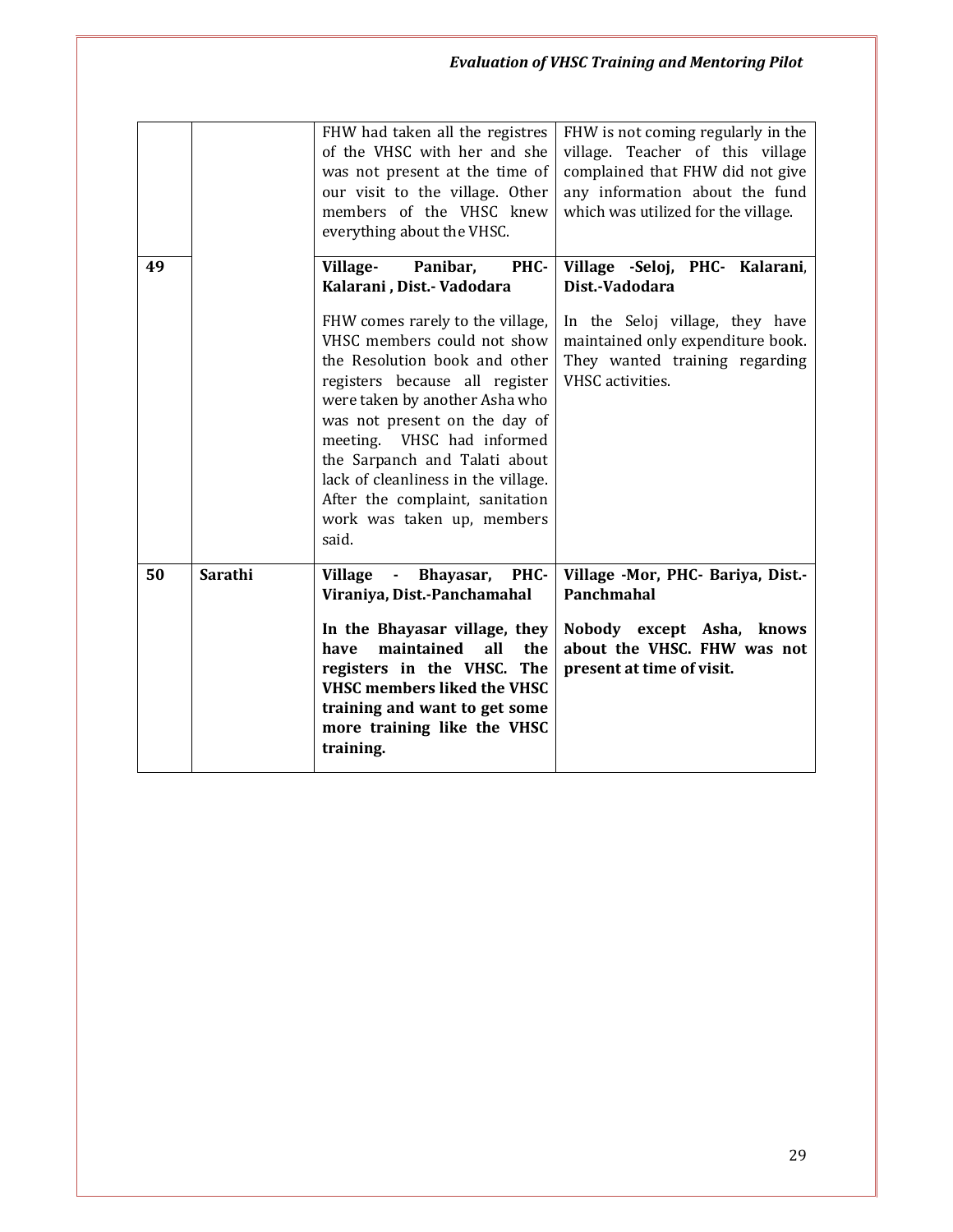| | | | |
|---|---|---|---|
| | | FHW had taken all the registres of the VHSC with her and she was not present at the time of our visit to the village. Other members of the VHSC knew everything about the VHSC. | FHW is not coming regularly in the village. Teacher of this village complained that FHW did not give any information about the fund which was utilized for the village. |
| **49** | | **Village- Panibar, PHC- Kalarani , Dist.- Vadodara**<br><br>FHW comes rarely to the village, VHSC members could not show the Resolution book and other registers because all register were taken by another Asha who was not present on the day of meeting. VHSC had informed the Sarpanch and Talati about lack of cleanliness in the village. After the complaint, sanitation work was taken up, members said. | **Village -Seloj, PHC- Kalarani**, **Dist.-Vadodara**<br><br>In the Seloj village, they have maintained only expenditure book. They wanted training regarding VHSC activities. |
| **50** | **Sarathi** | **Village - Bhayasar, PHC- Viraniya, Dist.-Panchamahal**<br><br>**In the Bhayasar village, they have maintained all the registers in the VHSC. The VHSC members liked the VHSC training and want to get some more training like the VHSC training.** | **Village -Mor, PHC- Bariya, Dist.- Panchmahal**<br><br>**Nobody except Asha, knows about the VHSC. FHW was not present at time of visit.** |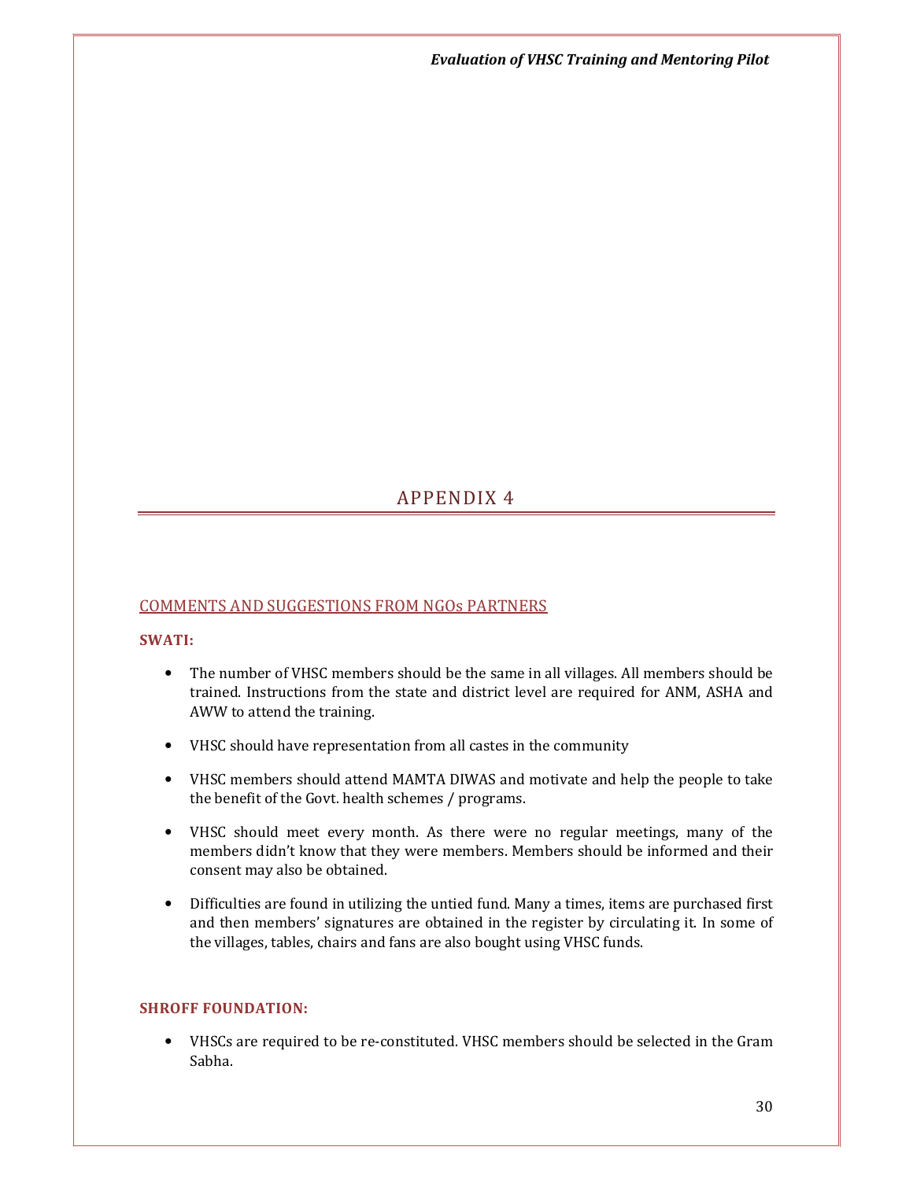# APPENDIX 4

## COMMENTS AND SUGGESTIONS FROM NGOs PARTNERS

### SWATI:

- The number of VHSC members should be the same in all villages. All members should be trained. Instructions from the state and district level are required for ANM, ASHA and AWW to attend the training.
- VHSC should have representation from all castes in the community
- VHSC members should attend MAMTA DIWAS and motivate and help the people to take the benefit of the Govt. health schemes / programs.
- VHSC should meet every month. As there were no regular meetings, many of the members didn't know that they were members. Members should be informed and their consent may also be obtained.
- Difficulties are found in utilizing the untied fund. Many a times, items are purchased first and then members' signatures are obtained in the register by circulating it. In some of the villages, tables, chairs and fans are also bought using VHSC funds.

### SHROFF FOUNDATION:

- VHSCs are required to be re-constituted. VHSC members should be selected in the Gram Sabha.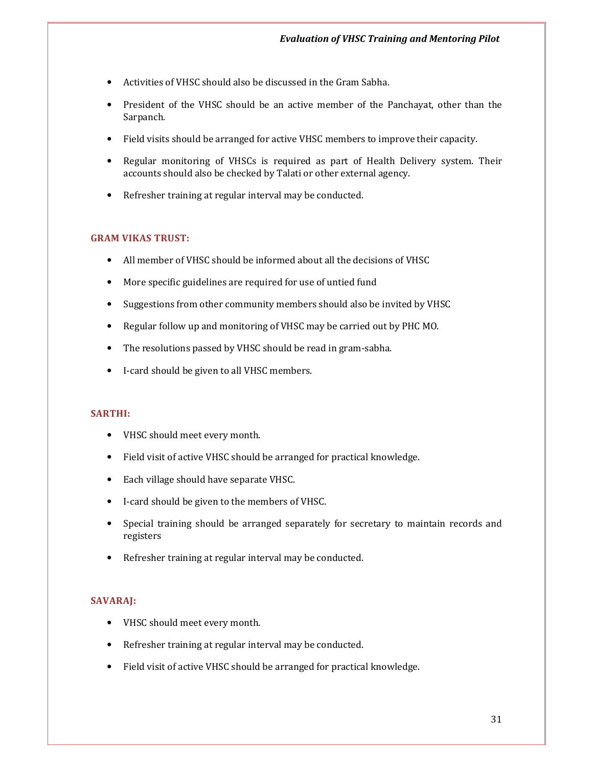- Activities of VHSC should also be discussed in the Gram Sabha.
- President of the VHSC should be an active member of the Panchayat, other than the Sarpanch.
- Field visits should be arranged for active VHSC members to improve their capacity.
- Regular monitoring of VHSCs is required as part of Health Delivery system. Their accounts should also be checked by Talati or other external agency.
- Refresher training at regular interval may be conducted.

### GRAM VIKAS TRUST:

- All member of VHSC should be informed about all the decisions of VHSC
- More specific guidelines are required for use of untied fund
- Suggestions from other community members should also be invited by VHSC
- Regular follow up and monitoring of VHSC may be carried out by PHC MO.
- The resolutions passed by VHSC should be read in gram-sabha.
- I-card should be given to all VHSC members.

### SARTHI:

- VHSC should meet every month.
- Field visit of active VHSC should be arranged for practical knowledge.
- Each village should have separate VHSC.
- I-card should be given to the members of VHSC.
- Special training should be arranged separately for secretary to maintain records and registers
- Refresher training at regular interval may be conducted.

### SAVARAJ:

- VHSC should meet every month.
- Refresher training at regular interval may be conducted.
- Field visit of active VHSC should be arranged for practical knowledge.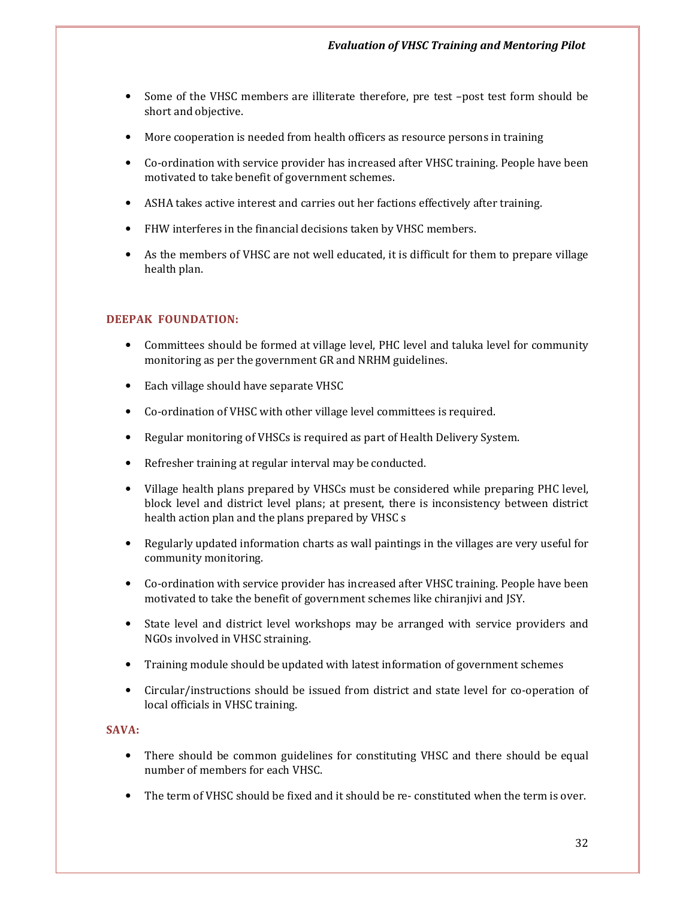- Some of the VHSC members are illiterate therefore, pre test –post test form should be short and objective.
- More cooperation is needed from health officers as resource persons in training
- Co-ordination with service provider has increased after VHSC training. People have been motivated to take benefit of government schemes.
- ASHA takes active interest and carries out her factions effectively after training.
- FHW interferes in the financial decisions taken by VHSC members.
- As the members of VHSC are not well educated, it is difficult for them to prepare village health plan.

### DEEPAK FOUNDATION:

- Committees should be formed at village level, PHC level and taluka level for community monitoring as per the government GR and NRHM guidelines.
- Each village should have separate VHSC
- Co-ordination of VHSC with other village level committees is required.
- Regular monitoring of VHSCs is required as part of Health Delivery System.
- Refresher training at regular interval may be conducted.
- Village health plans prepared by VHSCs must be considered while preparing PHC level, block level and district level plans; at present, there is inconsistency between district health action plan and the plans prepared by VHSC s
- Regularly updated information charts as wall paintings in the villages are very useful for community monitoring.
- Co-ordination with service provider has increased after VHSC training. People have been motivated to take the benefit of government schemes like chiranjivi and JSY.
- State level and district level workshops may be arranged with service providers and NGOs involved in VHSC straining.
- Training module should be updated with latest information of government schemes
- Circular/instructions should be issued from district and state level for co-operation of local officials in VHSC training.

### SAVA:

- There should be common guidelines for constituting VHSC and there should be equal number of members for each VHSC.
- The term of VHSC should be fixed and it should be re- constituted when the term is over.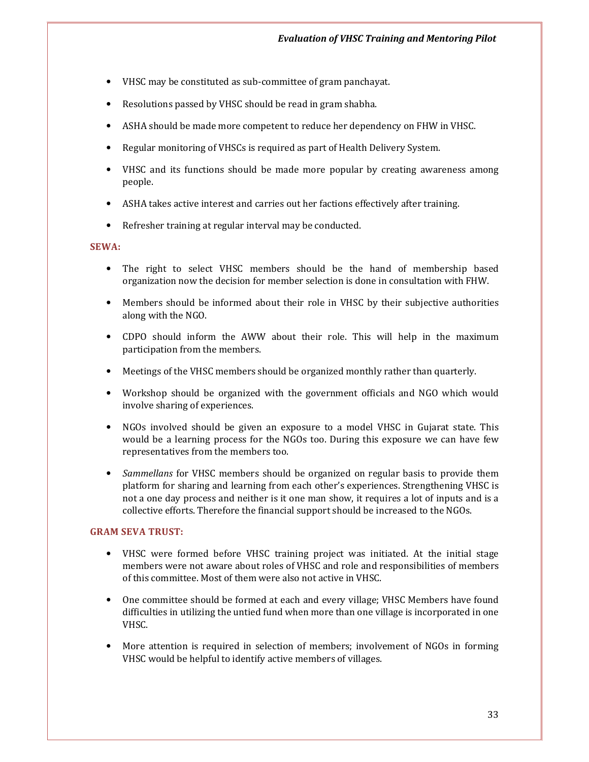- VHSC may be constituted as sub-committee of gram panchayat.
- Resolutions passed by VHSC should be read in gram shabha.
- ASHA should be made more competent to reduce her dependency on FHW in VHSC.
- Regular monitoring of VHSCs is required as part of Health Delivery System.
- VHSC and its functions should be made more popular by creating awareness among people.
- ASHA takes active interest and carries out her factions effectively after training.
- Refresher training at regular interval may be conducted.

**SEWA:**

- The right to select VHSC members should be the hand of membership based organization now the decision for member selection is done in consultation with FHW.
- Members should be informed about their role in VHSC by their subjective authorities along with the NGO.
- CDPO should inform the AWW about their role. This will help in the maximum participation from the members.
- Meetings of the VHSC members should be organized monthly rather than quarterly.
- Workshop should be organized with the government officials and NGO which would involve sharing of experiences.
- NGOs involved should be given an exposure to a model VHSC in Gujarat state. This would be a learning process for the NGOs too. During this exposure we can have few representatives from the members too.
- *Sammellans* for VHSC members should be organized on regular basis to provide them platform for sharing and learning from each other's experiences. Strengthening VHSC is not a one day process and neither is it one man show, it requires a lot of inputs and is a collective efforts. Therefore the financial support should be increased to the NGOs.

**GRAM SEVA TRUST:**

- VHSC were formed before VHSC training project was initiated. At the initial stage members were not aware about roles of VHSC and role and responsibilities of members of this committee. Most of them were also not active in VHSC.
- One committee should be formed at each and every village; VHSC Members have found difficulties in utilizing the untied fund when more than one village is incorporated in one VHSC.
- More attention is required in selection of members; involvement of NGOs in forming VHSC would be helpful to identify active members of villages.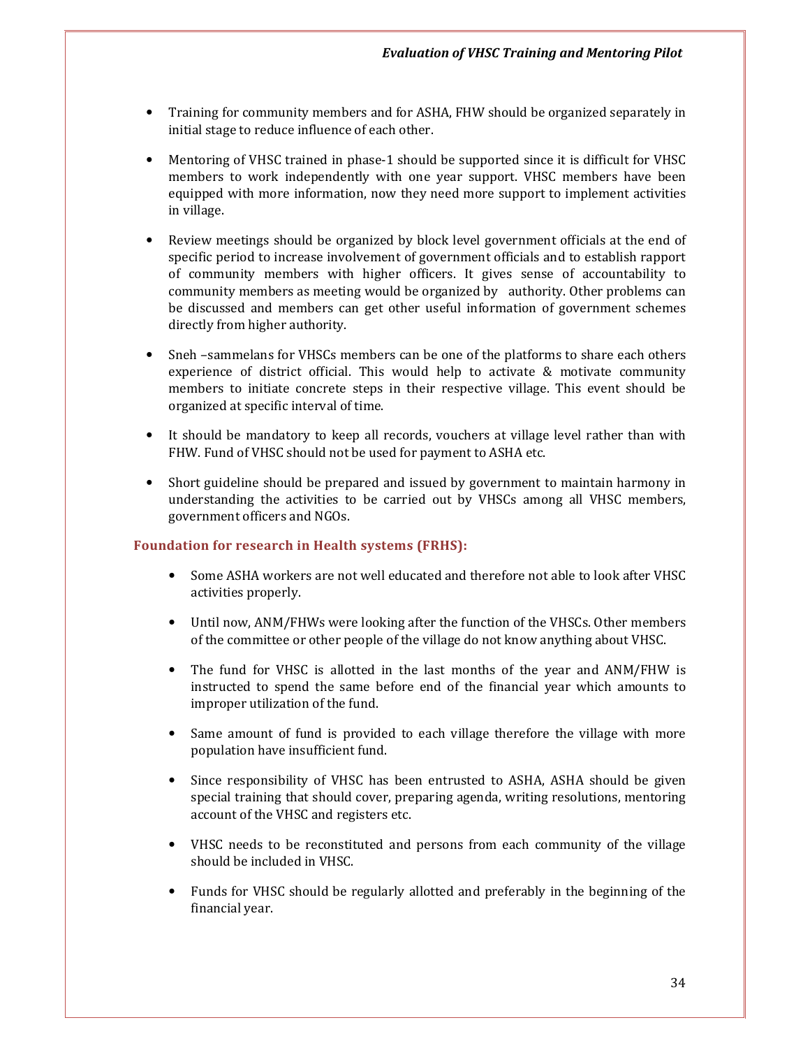- Training for community members and for ASHA, FHW should be organized separately in initial stage to reduce influence of each other.

- Mentoring of VHSC trained in phase-1 should be supported since it is difficult for VHSC members to work independently with one year support. VHSC members have been equipped with more information, now they need more support to implement activities in village.

- Review meetings should be organized by block level government officials at the end of specific period to increase involvement of government officials and to establish rapport of community members with higher officers. It gives sense of accountability to community members as meeting would be organized by authority. Other problems can be discussed and members can get other useful information of government schemes directly from higher authority.

- Sneh –sammelans for VHSCs members can be one of the platforms to share each others experience of district official. This would help to activate & motivate community members to initiate concrete steps in their respective village. This event should be organized at specific interval of time.

- It should be mandatory to keep all records, vouchers at village level rather than with FHW. Fund of VHSC should not be used for payment to ASHA etc.

- Short guideline should be prepared and issued by government to maintain harmony in understanding the activities to be carried out by VHSCs among all VHSC members, government officers and NGOs.

### Foundation for research in Health systems (FRHS):

- Some ASHA workers are not well educated and therefore not able to look after VHSC activities properly.

- Until now, ANM/FHWs were looking after the function of the VHSCs. Other members of the committee or other people of the village do not know anything about VHSC.

- The fund for VHSC is allotted in the last months of the year and ANM/FHW is instructed to spend the same before end of the financial year which amounts to improper utilization of the fund.

- Same amount of fund is provided to each village therefore the village with more population have insufficient fund.

- Since responsibility of VHSC has been entrusted to ASHA, ASHA should be given special training that should cover, preparing agenda, writing resolutions, mentoring account of the VHSC and registers etc.

- VHSC needs to be reconstituted and persons from each community of the village should be included in VHSC.

- Funds for VHSC should be regularly allotted and preferably in the beginning of the financial year.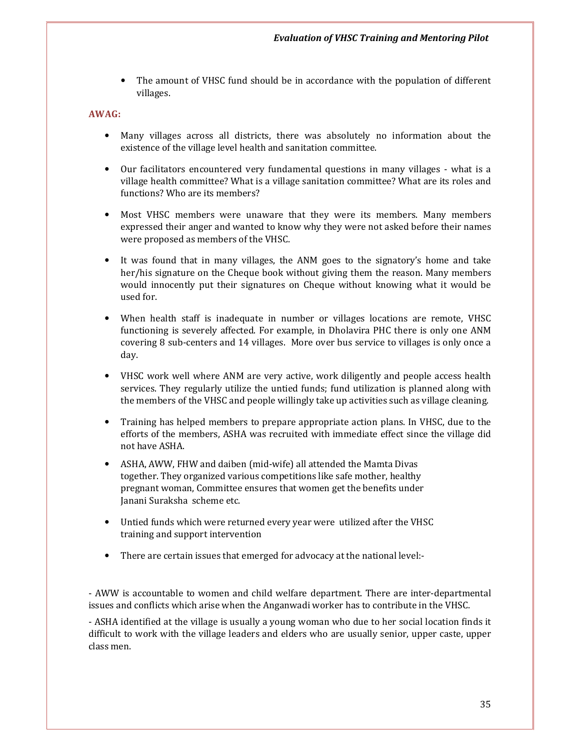- The amount of VHSC fund should be in accordance with the population of different villages.

**AWAG:**

- Many villages across all districts, there was absolutely no information about the existence of the village level health and sanitation committee.
- Our facilitators encountered very fundamental questions in many villages - what is a village health committee? What is a village sanitation committee? What are its roles and functions? Who are its members?
- Most VHSC members were unaware that they were its members. Many members expressed their anger and wanted to know why they were not asked before their names were proposed as members of the VHSC.
- It was found that in many villages, the ANM goes to the signatory's home and take her/his signature on the Cheque book without giving them the reason. Many members would innocently put their signatures on Cheque without knowing what it would be used for.
- When health staff is inadequate in number or villages locations are remote, VHSC functioning is severely affected. For example, in Dholavira PHC there is only one ANM covering 8 sub-centers and 14 villages. More over bus service to villages is only once a day.
- VHSC work well where ANM are very active, work diligently and people access health services. They regularly utilize the untied funds; fund utilization is planned along with the members of the VHSC and people willingly take up activities such as village cleaning.
- Training has helped members to prepare appropriate action plans. In VHSC, due to the efforts of the members, ASHA was recruited with immediate effect since the village did not have ASHA.
- ASHA, AWW, FHW and daiben (mid-wife) all attended the Mamta Divas together. They organized various competitions like safe mother, healthy pregnant woman, Committee ensures that women get the benefits under Janani Suraksha scheme etc.
- Untied funds which were returned every year were utilized after the VHSC training and support intervention
- There are certain issues that emerged for advocacy at the national level:-

- AWW is accountable to women and child welfare department. There are inter-departmental issues and conflicts which arise when the Anganwadi worker has to contribute in the VHSC.

- ASHA identified at the village is usually a young woman who due to her social location finds it difficult to work with the village leaders and elders who are usually senior, upper caste, upper class men.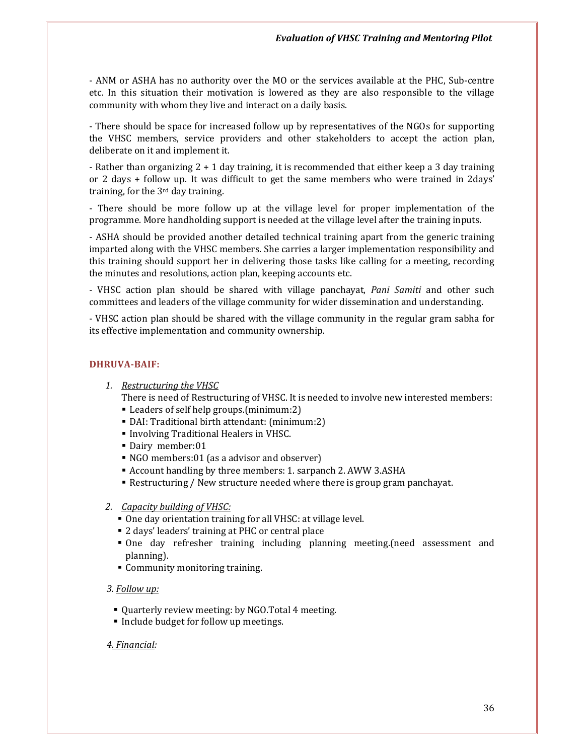- ANM or ASHA has no authority over the MO or the services available at the PHC, Sub-centre etc. In this situation their motivation is lowered as they are also responsible to the village community with whom they live and interact on a daily basis.

- There should be space for increased follow up by representatives of the NGOs for supporting the VHSC members, service providers and other stakeholders to accept the action plan, deliberate on it and implement it.

- Rather than organizing 2 + 1 day training, it is recommended that either keep a 3 day training or 2 days + follow up. It was difficult to get the same members who were trained in 2days' training, for the 3rd day training.

- There should be more follow up at the village level for proper implementation of the programme. More handholding support is needed at the village level after the training inputs.

- ASHA should be provided another detailed technical training apart from the generic training imparted along with the VHSC members. She carries a larger implementation responsibility and this training should support her in delivering those tasks like calling for a meeting, recording the minutes and resolutions, action plan, keeping accounts etc.

- VHSC action plan should be shared with village panchayat, *Pani Samiti* and other such committees and leaders of the village community for wider dissemination and understanding.

- VHSC action plan should be shared with the village community in the regular gram sabha for its effective implementation and community ownership.

### DHRUVA-BAIF:

1. *Restructuring the VHSC*

   There is need of Restructuring of VHSC. It is needed to involve new interested members:

   - Leaders of self help groups.(minimum:2)
   - DAI: Traditional birth attendant: (minimum:2)
   - Involving Traditional Healers in VHSC.
   - Dairy member:01
   - NGO members:01 (as a advisor and observer)
   - Account handling by three members: 1. sarpanch 2. AWW 3.ASHA
   - Restructuring / New structure needed where there is group gram panchayat.

2. *Capacity building of VHSC:*

   - One day orientation training for all VHSC: at village level.
   - 2 days' leaders' training at PHC or central place
   - One day refresher training including planning meeting.(need assessment and planning).
   - Community monitoring training.

3. *Follow up:*

   - Quarterly review meeting: by NGO.Total 4 meeting.
   - Include budget for follow up meetings.

4. *Financial:*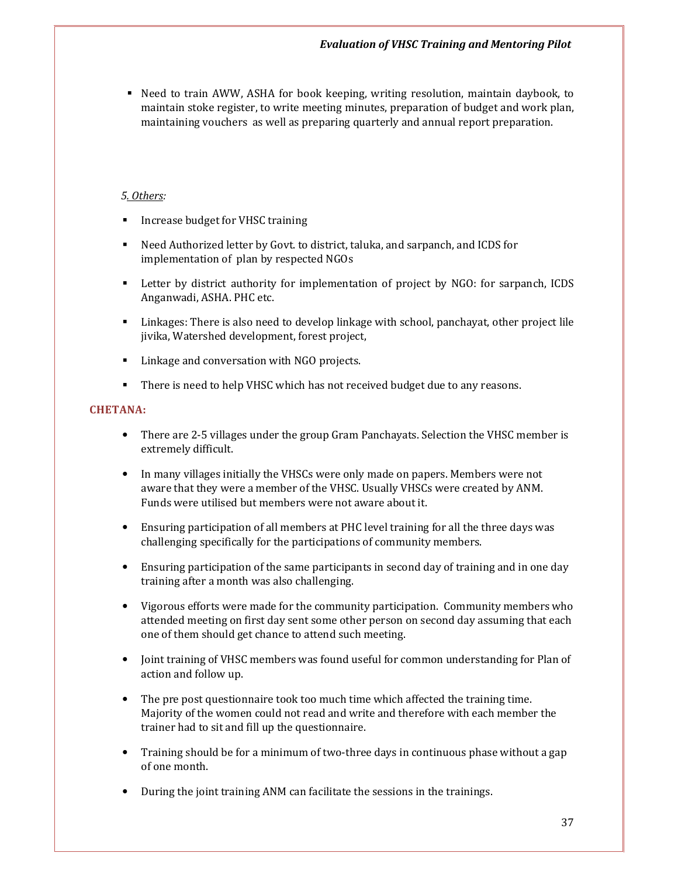- Need to train AWW, ASHA for book keeping, writing resolution, maintain daybook, to maintain stoke register, to write meeting minutes, preparation of budget and work plan, maintaining vouchers as well as preparing quarterly and annual report preparation.

*5. Others:*

- Increase budget for VHSC training
- Need Authorized letter by Govt. to district, taluka, and sarpanch, and ICDS for implementation of plan by respected NGOs
- Letter by district authority for implementation of project by NGO: for sarpanch, ICDS Anganwadi, ASHA. PHC etc.
- Linkages: There is also need to develop linkage with school, panchayat, other project lile jivika, Watershed development, forest project,
- Linkage and conversation with NGO projects.
- There is need to help VHSC which has not received budget due to any reasons.

**CHETANA:**

- There are 2-5 villages under the group Gram Panchayats. Selection the VHSC member is extremely difficult.
- In many villages initially the VHSCs were only made on papers. Members were not aware that they were a member of the VHSC. Usually VHSCs were created by ANM. Funds were utilised but members were not aware about it.
- Ensuring participation of all members at PHC level training for all the three days was challenging specifically for the participations of community members.
- Ensuring participation of the same participants in second day of training and in one day training after a month was also challenging.
- Vigorous efforts were made for the community participation. Community members who attended meeting on first day sent some other person on second day assuming that each one of them should get chance to attend such meeting.
- Joint training of VHSC members was found useful for common understanding for Plan of action and follow up.
- The pre post questionnaire took too much time which affected the training time. Majority of the women could not read and write and therefore with each member the trainer had to sit and fill up the questionnaire.
- Training should be for a minimum of two-three days in continuous phase without a gap of one month.
- During the joint training ANM can facilitate the sessions in the trainings.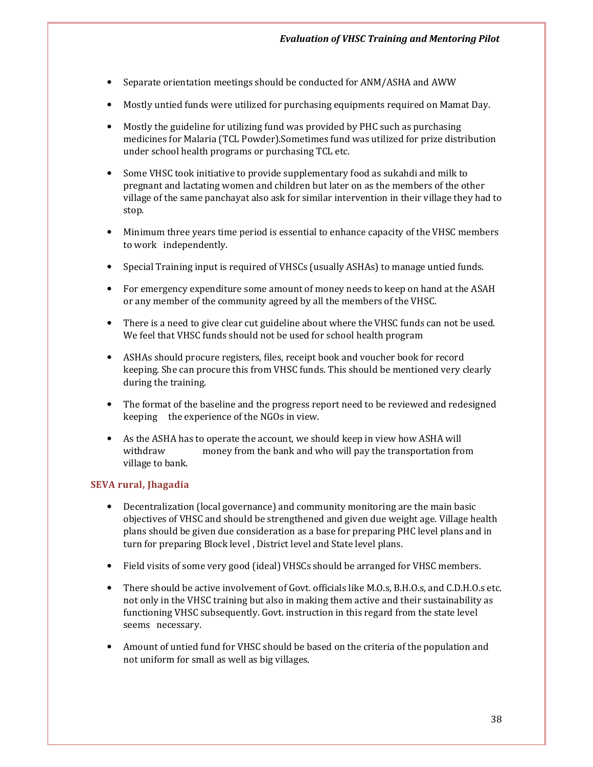- Separate orientation meetings should be conducted for ANM/ASHA and AWW
- Mostly untied funds were utilized for purchasing equipments required on Mamat Day.
- Mostly the guideline for utilizing fund was provided by PHC such as purchasing medicines for Malaria (TCL Powder).Sometimes fund was utilized for prize distribution under school health programs or purchasing TCL etc.
- Some VHSC took initiative to provide supplementary food as sukahdi and milk to pregnant and lactating women and children but later on as the members of the other village of the same panchayat also ask for similar intervention in their village they had to stop.
- Minimum three years time period is essential to enhance capacity of the VHSC members to work independently.
- Special Training input is required of VHSCs (usually ASHAs) to manage untied funds.
- For emergency expenditure some amount of money needs to keep on hand at the ASAH or any member of the community agreed by all the members of the VHSC.
- There is a need to give clear cut guideline about where the VHSC funds can not be used. We feel that VHSC funds should not be used for school health program
- ASHAs should procure registers, files, receipt book and voucher book for record keeping. She can procure this from VHSC funds. This should be mentioned very clearly during the training.
- The format of the baseline and the progress report need to be reviewed and redesigned keeping the experience of the NGOs in view.
- As the ASHA has to operate the account, we should keep in view how ASHA will withdraw money from the bank and who will pay the transportation from village to bank.

### SEVA rural, Jhagadia

- Decentralization (local governance) and community monitoring are the main basic objectives of VHSC and should be strengthened and given due weight age. Village health plans should be given due consideration as a base for preparing PHC level plans and in turn for preparing Block level , District level and State level plans.
- Field visits of some very good (ideal) VHSCs should be arranged for VHSC members.
- There should be active involvement of Govt. officials like M.O.s, B.H.O.s, and C.D.H.O.s etc. not only in the VHSC training but also in making them active and their sustainability as functioning VHSC subsequently. Govt. instruction in this regard from the state level seems necessary.
- Amount of untied fund for VHSC should be based on the criteria of the population and not uniform for small as well as big villages.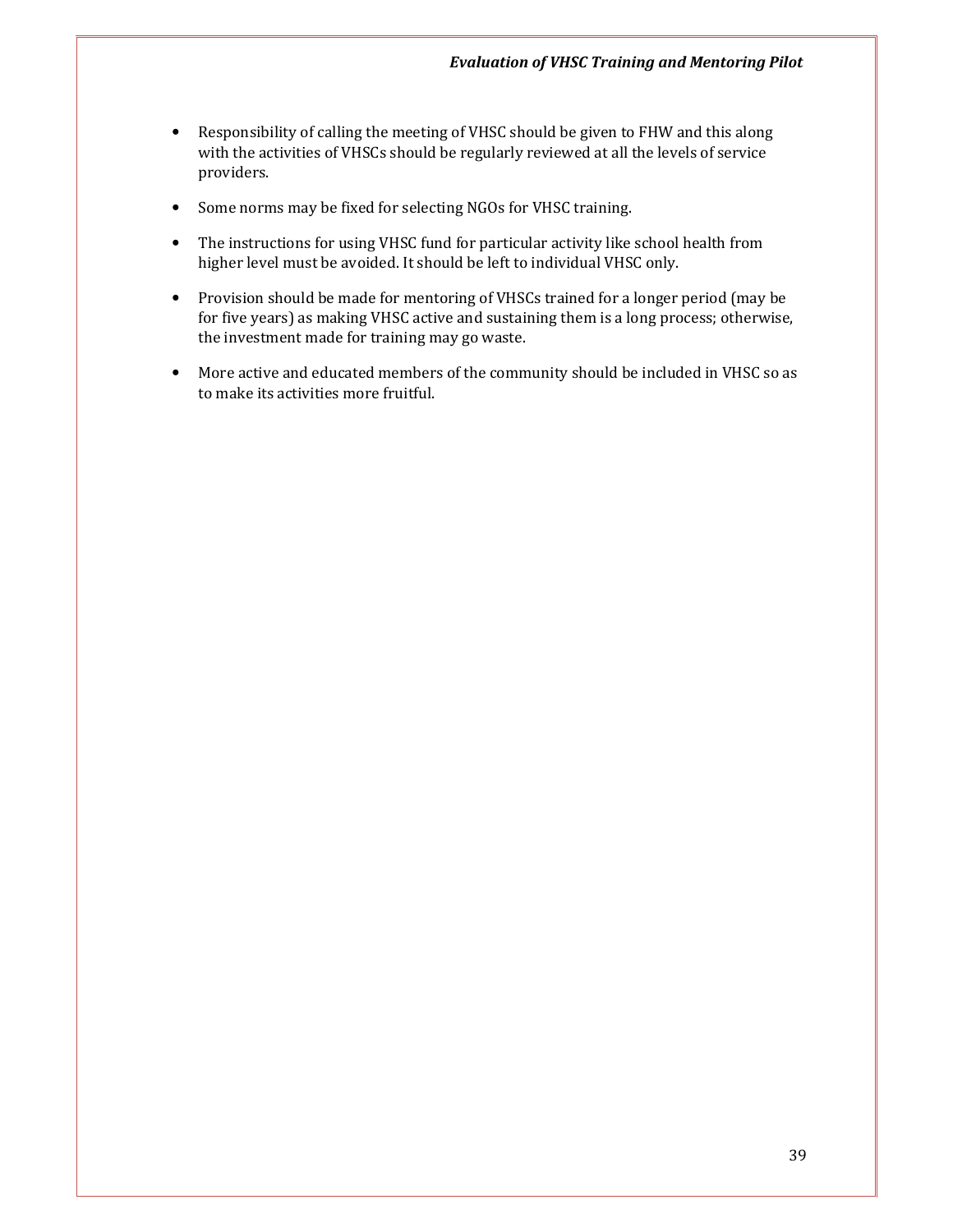- Responsibility of calling the meeting of VHSC should be given to FHW and this along with the activities of VHSCs should be regularly reviewed at all the levels of service providers.
- Some norms may be fixed for selecting NGOs for VHSC training.
- The instructions for using VHSC fund for particular activity like school health from higher level must be avoided. It should be left to individual VHSC only.
- Provision should be made for mentoring of VHSCs trained for a longer period (may be for five years) as making VHSC active and sustaining them is a long process; otherwise, the investment made for training may go waste.
- More active and educated members of the community should be included in VHSC so as to make its activities more fruitful.